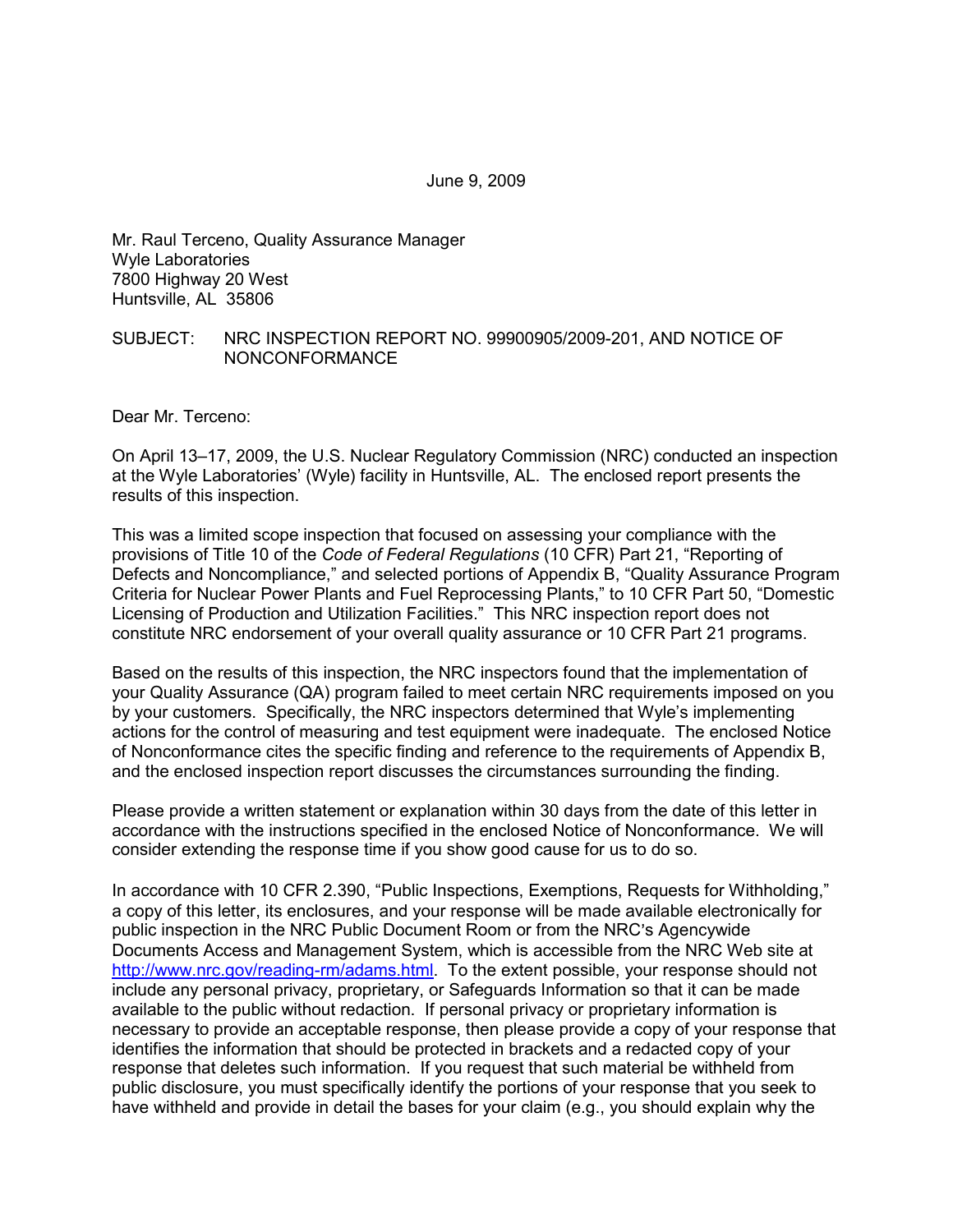June 9, 2009

Mr. Raul Terceno, Quality Assurance Manager
Wyle Laboratories
7800 Highway 20 West
Huntsville, AL 35806

SUBJECT: NRC INSPECTION REPORT NO. 99900905/2009-201, AND NOTICE OF NONCONFORMANCE

Dear Mr. Terceno:

On April 13–17, 2009, the U.S. Nuclear Regulatory Commission (NRC) conducted an inspection at the Wyle Laboratories' (Wyle) facility in Huntsville, AL. The enclosed report presents the results of this inspection.

This was a limited scope inspection that focused on assessing your compliance with the provisions of Title 10 of the *Code of Federal Regulations* (10 CFR) Part 21, "Reporting of Defects and Noncompliance," and selected portions of Appendix B, "Quality Assurance Program Criteria for Nuclear Power Plants and Fuel Reprocessing Plants," to 10 CFR Part 50, "Domestic Licensing of Production and Utilization Facilities." This NRC inspection report does not constitute NRC endorsement of your overall quality assurance or 10 CFR Part 21 programs.

Based on the results of this inspection, the NRC inspectors found that the implementation of your Quality Assurance (QA) program failed to meet certain NRC requirements imposed on you by your customers. Specifically, the NRC inspectors determined that Wyle's implementing actions for the control of measuring and test equipment were inadequate. The enclosed Notice of Nonconformance cites the specific finding and reference to the requirements of Appendix B, and the enclosed inspection report discusses the circumstances surrounding the finding.

Please provide a written statement or explanation within 30 days from the date of this letter in accordance with the instructions specified in the enclosed Notice of Nonconformance. We will consider extending the response time if you show good cause for us to do so.

In accordance with 10 CFR 2.390, "Public Inspections, Exemptions, Requests for Withholding," a copy of this letter, its enclosures, and your response will be made available electronically for public inspection in the NRC Public Document Room or from the NRC's Agencywide Documents Access and Management System, which is accessible from the NRC Web site at http://www.nrc.gov/reading-rm/adams.html. To the extent possible, your response should not include any personal privacy, proprietary, or Safeguards Information so that it can be made available to the public without redaction. If personal privacy or proprietary information is necessary to provide an acceptable response, then please provide a copy of your response that identifies the information that should be protected in brackets and a redacted copy of your response that deletes such information. If you request that such material be withheld from public disclosure, you must specifically identify the portions of your response that you seek to have withheld and provide in detail the bases for your claim (e.g., you should explain why the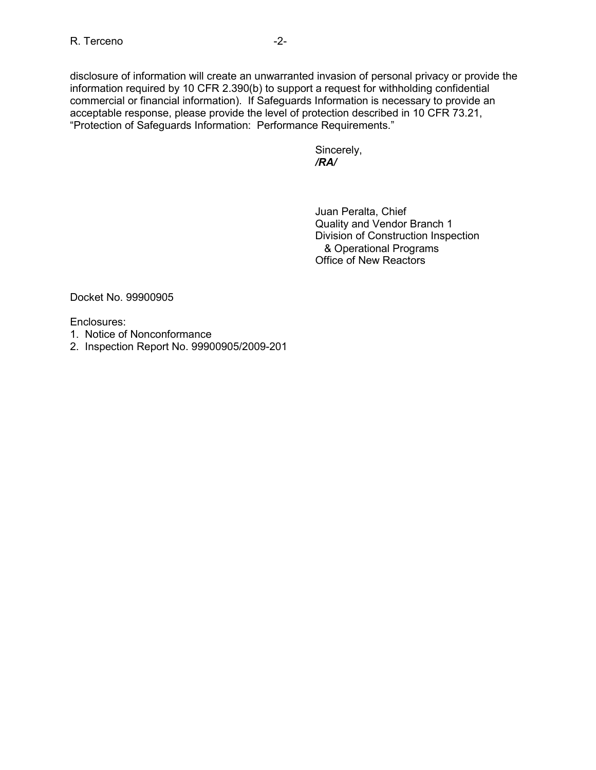disclosure of information will create an unwarranted invasion of personal privacy or provide the information required by 10 CFR 2.390(b) to support a request for withholding confidential commercial or financial information). If Safeguards Information is necessary to provide an acceptable response, please provide the level of protection described in 10 CFR 73.21, "Protection of Safeguards Information: Performance Requirements."

Sincerely,
***/RA/***

Juan Peralta, Chief
Quality and Vendor Branch 1
Division of Construction Inspection
& Operational Programs
Office of New Reactors

Docket No. 99900905

Enclosures:
1. Notice of Nonconformance
2. Inspection Report No. 99900905/2009-201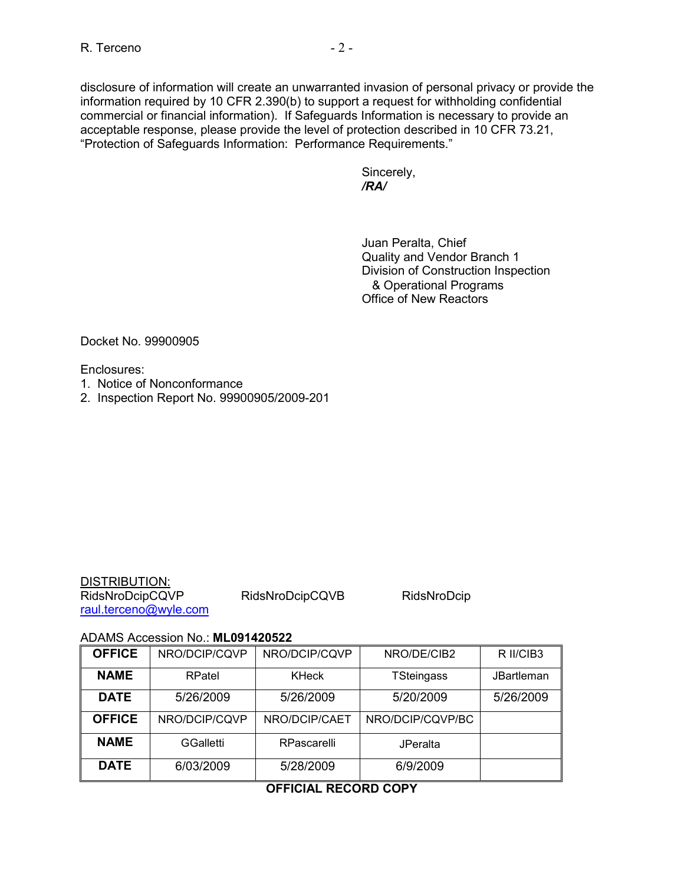disclosure of information will create an unwarranted invasion of personal privacy or provide the information required by 10 CFR 2.390(b) to support a request for withholding confidential commercial or financial information). If Safeguards Information is necessary to provide an acceptable response, please provide the level of protection described in 10 CFR 73.21, “Protection of Safeguards Information: Performance Requirements.”

Sincerely,
***/RA/***

Juan Peralta, Chief
Quality and Vendor Branch 1
Division of Construction Inspection
& Operational Programs
Office of New Reactors

Docket No. 99900905

Enclosures:
1. Notice of Nonconformance
2. Inspection Report No. 99900905/2009-201

DISTRIBUTION:
RidsNroDcipCQVP RidsNroDcipCQVB RidsNroDcip
raul.terceno@wyle.com

ADAMS Accession No.: **ML091420522**

| **OFFICE** | NRO/DCIP/CQVP | NRO/DCIP/CQVP | NRO/DE/CIB2 | R II/CIB3 |
|---|---|---|---|---|
| **NAME** | RPatel | KHeck | TSteingass | JBartleman |
| **DATE** | 5/26/2009 | 5/26/2009 | 5/20/2009 | 5/26/2009 |
| **OFFICE** | NRO/DCIP/CQVP | NRO/DCIP/CAET | NRO/DCIP/CQVP/BC | |
| **NAME** | GGalletti | RPascarelli | JPeralta | |
| **DATE** | 6/03/2009 | 5/28/2009 | 6/9/2009 | |

**OFFICIAL RECORD COPY**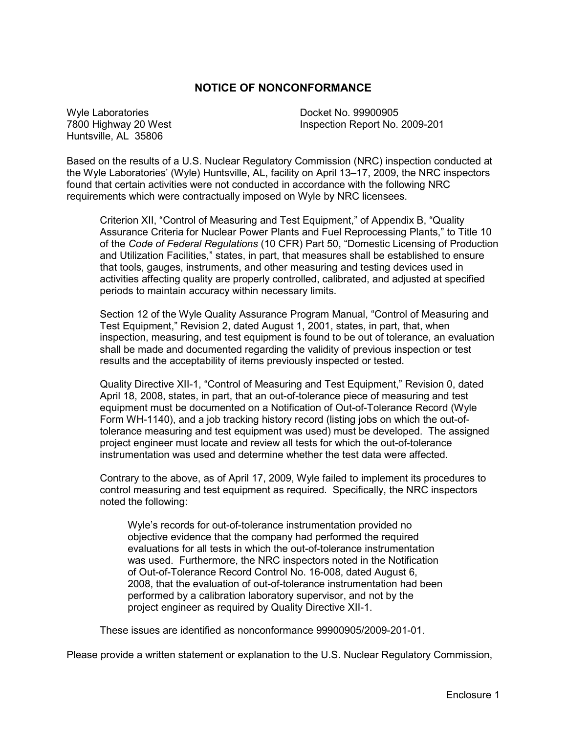## NOTICE OF NONCONFORMANCE

Wyle Laboratories
7800 Highway 20 West
Huntsville, AL 35806

Docket No. 99900905
Inspection Report No. 2009-201

Based on the results of a U.S. Nuclear Regulatory Commission (NRC) inspection conducted at the Wyle Laboratories' (Wyle) Huntsville, AL, facility on April 13–17, 2009, the NRC inspectors found that certain activities were not conducted in accordance with the following NRC requirements which were contractually imposed on Wyle by NRC licensees.

> Criterion XII, "Control of Measuring and Test Equipment," of Appendix B, "Quality Assurance Criteria for Nuclear Power Plants and Fuel Reprocessing Plants," to Title 10 of the *Code of Federal Regulations* (10 CFR) Part 50, "Domestic Licensing of Production and Utilization Facilities," states, in part, that measures shall be established to ensure that tools, gauges, instruments, and other measuring and testing devices used in activities affecting quality are properly controlled, calibrated, and adjusted at specified periods to maintain accuracy within necessary limits.
>
> Section 12 of the Wyle Quality Assurance Program Manual, "Control of Measuring and Test Equipment," Revision 2, dated August 1, 2001, states, in part, that, when inspection, measuring, and test equipment is found to be out of tolerance, an evaluation shall be made and documented regarding the validity of previous inspection or test results and the acceptability of items previously inspected or tested.
>
> Quality Directive XII-1, "Control of Measuring and Test Equipment," Revision 0, dated April 18, 2008, states, in part, that an out-of-tolerance piece of measuring and test equipment must be documented on a Notification of Out-of-Tolerance Record (Wyle Form WH-1140), and a job tracking history record (listing jobs on which the out-of-tolerance measuring and test equipment was used) must be developed. The assigned project engineer must locate and review all tests for which the out-of-tolerance instrumentation was used and determine whether the test data were affected.
>
> Contrary to the above, as of April 17, 2009, Wyle failed to implement its procedures to control measuring and test equipment as required. Specifically, the NRC inspectors noted the following:
>
> > Wyle's records for out-of-tolerance instrumentation provided no objective evidence that the company had performed the required evaluations for all tests in which the out-of-tolerance instrumentation was used. Furthermore, the NRC inspectors noted in the Notification of Out-of-Tolerance Record Control No. 16-008, dated August 6, 2008, that the evaluation of out-of-tolerance instrumentation had been performed by a calibration laboratory supervisor, and not by the project engineer as required by Quality Directive XII-1.
>
> These issues are identified as nonconformance 99900905/2009-201-01.

Please provide a written statement or explanation to the U.S. Nuclear Regulatory Commission,

Enclosure 1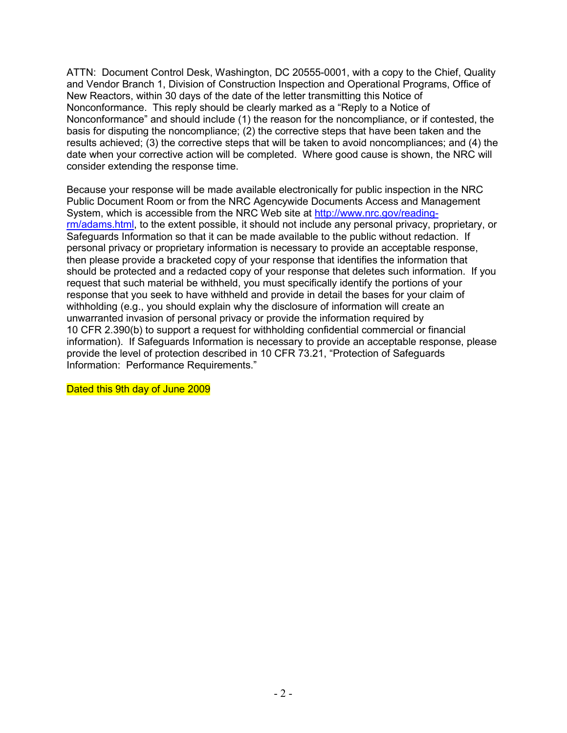ATTN: Document Control Desk, Washington, DC 20555-0001, with a copy to the Chief, Quality and Vendor Branch 1, Division of Construction Inspection and Operational Programs, Office of New Reactors, within 30 days of the date of the letter transmitting this Notice of Nonconformance. This reply should be clearly marked as a "Reply to a Notice of Nonconformance" and should include (1) the reason for the noncompliance, or if contested, the basis for disputing the noncompliance; (2) the corrective steps that have been taken and the results achieved; (3) the corrective steps that will be taken to avoid noncompliances; and (4) the date when your corrective action will be completed. Where good cause is shown, the NRC will consider extending the response time.

Because your response will be made available electronically for public inspection in the NRC Public Document Room or from the NRC Agencywide Documents Access and Management System, which is accessible from the NRC Web site at http://www.nrc.gov/reading-rm/adams.html, to the extent possible, it should not include any personal privacy, proprietary, or Safeguards Information so that it can be made available to the public without redaction. If personal privacy or proprietary information is necessary to provide an acceptable response, then please provide a bracketed copy of your response that identifies the information that should be protected and a redacted copy of your response that deletes such information. If you request that such material be withheld, you must specifically identify the portions of your response that you seek to have withheld and provide in detail the bases for your claim of withholding (e.g., you should explain why the disclosure of information will create an unwarranted invasion of personal privacy or provide the information required by 10 CFR 2.390(b) to support a request for withholding confidential commercial or financial information). If Safeguards Information is necessary to provide an acceptable response, please provide the level of protection described in 10 CFR 73.21, "Protection of Safeguards Information: Performance Requirements."

Dated this 9th day of June 2009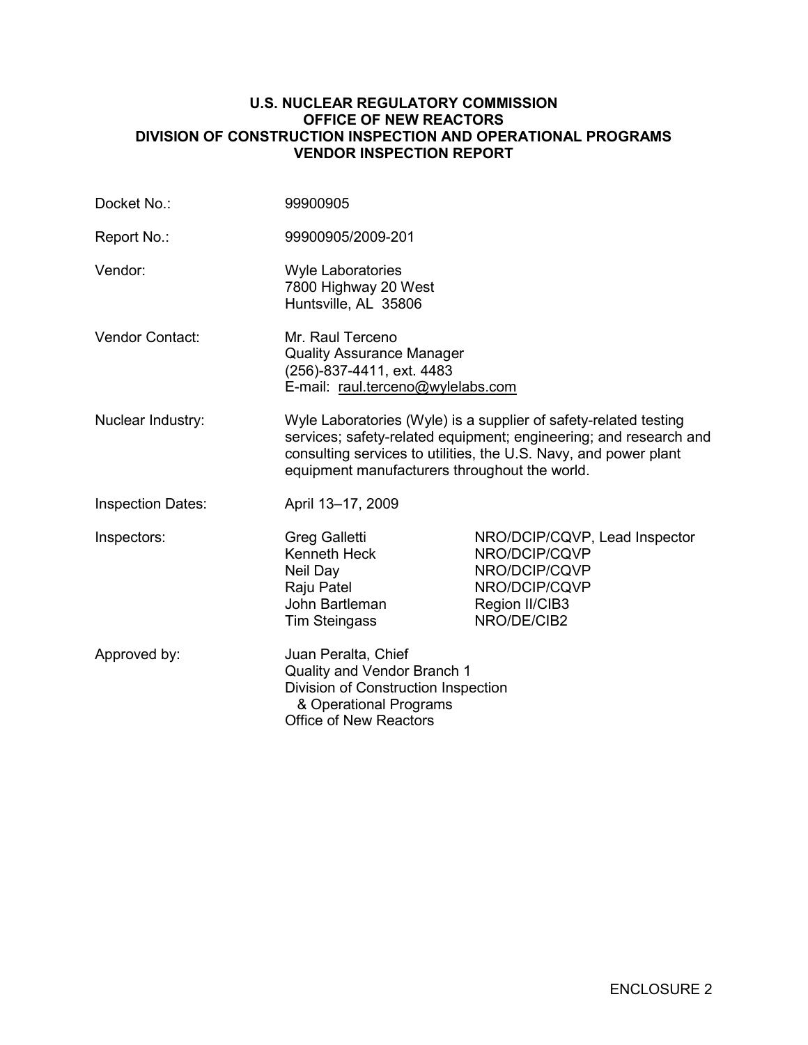**U.S. NUCLEAR REGULATORY COMMISSION**
**OFFICE OF NEW REACTORS**
**DIVISION OF CONSTRUCTION INSPECTION AND OPERATIONAL PROGRAMS**
**VENDOR INSPECTION REPORT**

| | | |
|---|---|---|
| Docket No.: | 99900905 | |
| Report No.: | 99900905/2009-201 | |
| Vendor: | Wyle Laboratories<br>7800 Highway 20 West<br>Huntsville, AL 35806 | |
| Vendor Contact: | Mr. Raul Terceno<br>Quality Assurance Manager<br>(256)-837-4411, ext. 4483<br>E-mail: raul.terceno@wylelabs.com | |
| Nuclear Industry: | Wyle Laboratories (Wyle) is a supplier of safety-related testing services; safety-related equipment; engineering; and research and consulting services to utilities, the U.S. Navy, and power plant equipment manufacturers throughout the world. | |
| Inspection Dates: | April 13–17, 2009 | |
| Inspectors: | Greg Galletti | NRO/DCIP/CQVP, Lead Inspector |
| | Kenneth Heck | NRO/DCIP/CQVP |
| | Neil Day | NRO/DCIP/CQVP |
| | Raju Patel | NRO/DCIP/CQVP |
| | John Bartleman | Region II/CIB3 |
| | Tim Steingass | NRO/DE/CIB2 |
| Approved by: | Juan Peralta, Chief<br>Quality and Vendor Branch 1<br>Division of Construction Inspection<br>& Operational Programs<br>Office of New Reactors | |

ENCLOSURE 2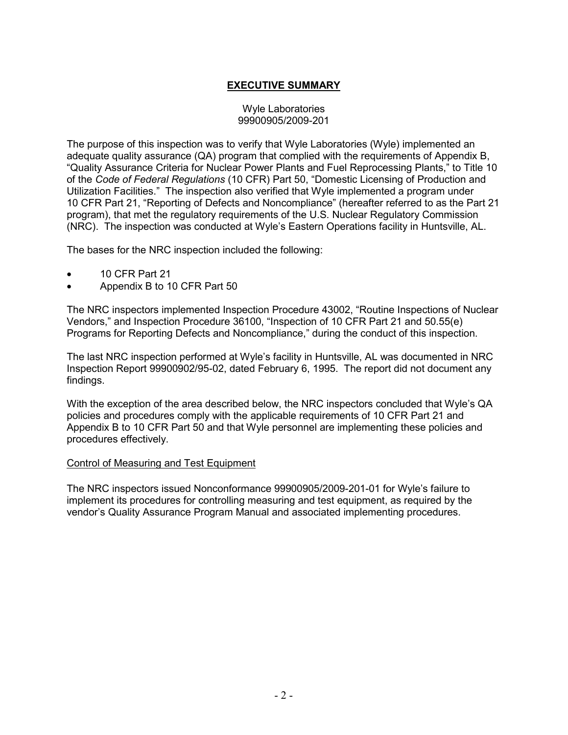# EXECUTIVE SUMMARY

Wyle Laboratories
99900905/2009-201

The purpose of this inspection was to verify that Wyle Laboratories (Wyle) implemented an adequate quality assurance (QA) program that complied with the requirements of Appendix B, "Quality Assurance Criteria for Nuclear Power Plants and Fuel Reprocessing Plants," to Title 10 of the *Code of Federal Regulations* (10 CFR) Part 50, "Domestic Licensing of Production and Utilization Facilities." The inspection also verified that Wyle implemented a program under 10 CFR Part 21, "Reporting of Defects and Noncompliance" (hereafter referred to as the Part 21 program), that met the regulatory requirements of the U.S. Nuclear Regulatory Commission (NRC). The inspection was conducted at Wyle's Eastern Operations facility in Huntsville, AL.

The bases for the NRC inspection included the following:

- 10 CFR Part 21
- Appendix B to 10 CFR Part 50

The NRC inspectors implemented Inspection Procedure 43002, "Routine Inspections of Nuclear Vendors," and Inspection Procedure 36100, "Inspection of 10 CFR Part 21 and 50.55(e) Programs for Reporting Defects and Noncompliance," during the conduct of this inspection.

The last NRC inspection performed at Wyle's facility in Huntsville, AL was documented in NRC Inspection Report 99900902/95-02, dated February 6, 1995. The report did not document any findings.

With the exception of the area described below, the NRC inspectors concluded that Wyle's QA policies and procedures comply with the applicable requirements of 10 CFR Part 21 and Appendix B to 10 CFR Part 50 and that Wyle personnel are implementing these policies and procedures effectively.

Control of Measuring and Test Equipment

The NRC inspectors issued Nonconformance 99900905/2009-201-01 for Wyle's failure to implement its procedures for controlling measuring and test equipment, as required by the vendor's Quality Assurance Program Manual and associated implementing procedures.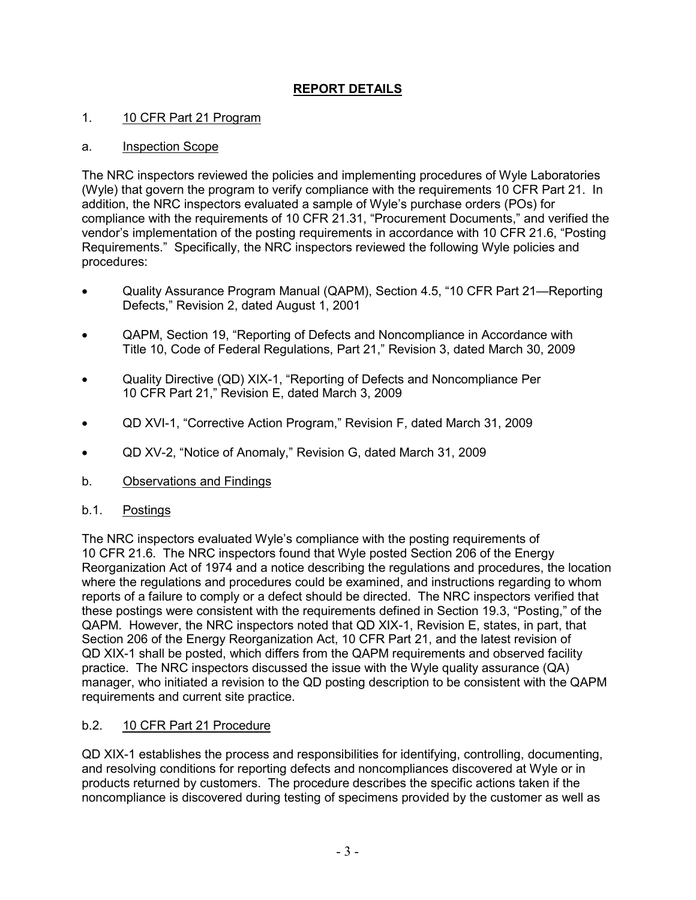## REPORT DETAILS

1. 10 CFR Part 21 Program

a. Inspection Scope

The NRC inspectors reviewed the policies and implementing procedures of Wyle Laboratories (Wyle) that govern the program to verify compliance with the requirements 10 CFR Part 21. In addition, the NRC inspectors evaluated a sample of Wyle's purchase orders (POs) for compliance with the requirements of 10 CFR 21.31, "Procurement Documents," and verified the vendor's implementation of the posting requirements in accordance with 10 CFR 21.6, "Posting Requirements." Specifically, the NRC inspectors reviewed the following Wyle policies and procedures:

- Quality Assurance Program Manual (QAPM), Section 4.5, "10 CFR Part 21—Reporting Defects," Revision 2, dated August 1, 2001
- QAPM, Section 19, "Reporting of Defects and Noncompliance in Accordance with Title 10, Code of Federal Regulations, Part 21," Revision 3, dated March 30, 2009
- Quality Directive (QD) XIX-1, "Reporting of Defects and Noncompliance Per 10 CFR Part 21," Revision E, dated March 3, 2009
- QD XVI-1, "Corrective Action Program," Revision F, dated March 31, 2009
- QD XV-2, "Notice of Anomaly," Revision G, dated March 31, 2009

b. Observations and Findings

b.1. Postings

The NRC inspectors evaluated Wyle's compliance with the posting requirements of 10 CFR 21.6. The NRC inspectors found that Wyle posted Section 206 of the Energy Reorganization Act of 1974 and a notice describing the regulations and procedures, the location where the regulations and procedures could be examined, and instructions regarding to whom reports of a failure to comply or a defect should be directed. The NRC inspectors verified that these postings were consistent with the requirements defined in Section 19.3, "Posting," of the QAPM. However, the NRC inspectors noted that QD XIX-1, Revision E, states, in part, that Section 206 of the Energy Reorganization Act, 10 CFR Part 21, and the latest revision of QD XIX-1 shall be posted, which differs from the QAPM requirements and observed facility practice. The NRC inspectors discussed the issue with the Wyle quality assurance (QA) manager, who initiated a revision to the QD posting description to be consistent with the QAPM requirements and current site practice.

b.2. 10 CFR Part 21 Procedure

QD XIX-1 establishes the process and responsibilities for identifying, controlling, documenting, and resolving conditions for reporting defects and noncompliances discovered at Wyle or in products returned by customers. The procedure describes the specific actions taken if the noncompliance is discovered during testing of specimens provided by the customer as well as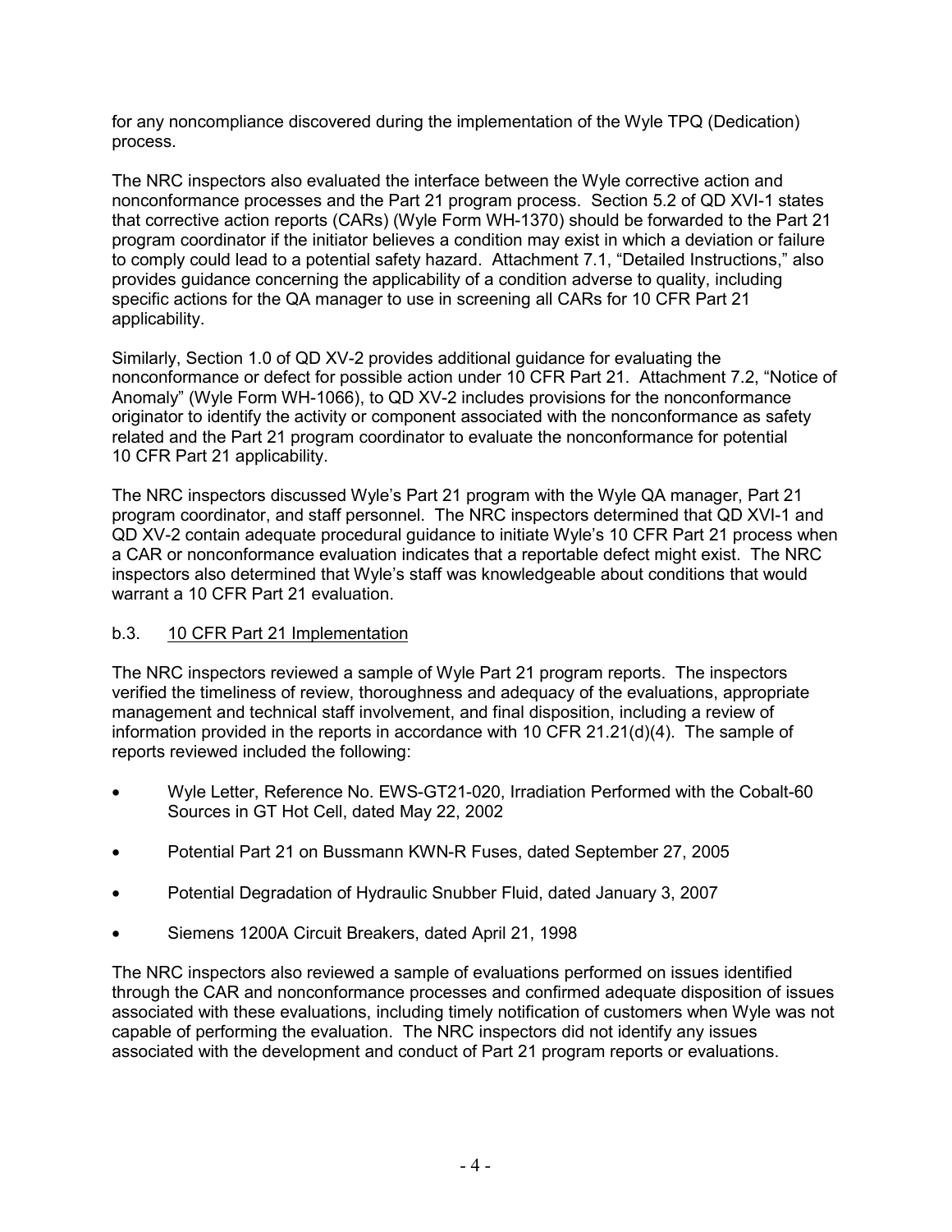for any noncompliance discovered during the implementation of the Wyle TPQ (Dedication) process.

The NRC inspectors also evaluated the interface between the Wyle corrective action and nonconformance processes and the Part 21 program process. Section 5.2 of QD XVI-1 states that corrective action reports (CARs) (Wyle Form WH-1370) should be forwarded to the Part 21 program coordinator if the initiator believes a condition may exist in which a deviation or failure to comply could lead to a potential safety hazard. Attachment 7.1, "Detailed Instructions," also provides guidance concerning the applicability of a condition adverse to quality, including specific actions for the QA manager to use in screening all CARs for 10 CFR Part 21 applicability.

Similarly, Section 1.0 of QD XV-2 provides additional guidance for evaluating the nonconformance or defect for possible action under 10 CFR Part 21. Attachment 7.2, "Notice of Anomaly" (Wyle Form WH-1066), to QD XV-2 includes provisions for the nonconformance originator to identify the activity or component associated with the nonconformance as safety related and the Part 21 program coordinator to evaluate the nonconformance for potential 10 CFR Part 21 applicability.

The NRC inspectors discussed Wyle's Part 21 program with the Wyle QA manager, Part 21 program coordinator, and staff personnel. The NRC inspectors determined that QD XVI-1 and QD XV-2 contain adequate procedural guidance to initiate Wyle's 10 CFR Part 21 process when a CAR or nonconformance evaluation indicates that a reportable defect might exist. The NRC inspectors also determined that Wyle's staff was knowledgeable about conditions that would warrant a 10 CFR Part 21 evaluation.

b.3. 10 CFR Part 21 Implementation

The NRC inspectors reviewed a sample of Wyle Part 21 program reports. The inspectors verified the timeliness of review, thoroughness and adequacy of the evaluations, appropriate management and technical staff involvement, and final disposition, including a review of information provided in the reports in accordance with 10 CFR 21.21(d)(4). The sample of reports reviewed included the following:

- Wyle Letter, Reference No. EWS-GT21-020, Irradiation Performed with the Cobalt-60 Sources in GT Hot Cell, dated May 22, 2002
- Potential Part 21 on Bussmann KWN-R Fuses, dated September 27, 2005
- Potential Degradation of Hydraulic Snubber Fluid, dated January 3, 2007
- Siemens 1200A Circuit Breakers, dated April 21, 1998

The NRC inspectors also reviewed a sample of evaluations performed on issues identified through the CAR and nonconformance processes and confirmed adequate disposition of issues associated with these evaluations, including timely notification of customers when Wyle was not capable of performing the evaluation. The NRC inspectors did not identify any issues associated with the development and conduct of Part 21 program reports or evaluations.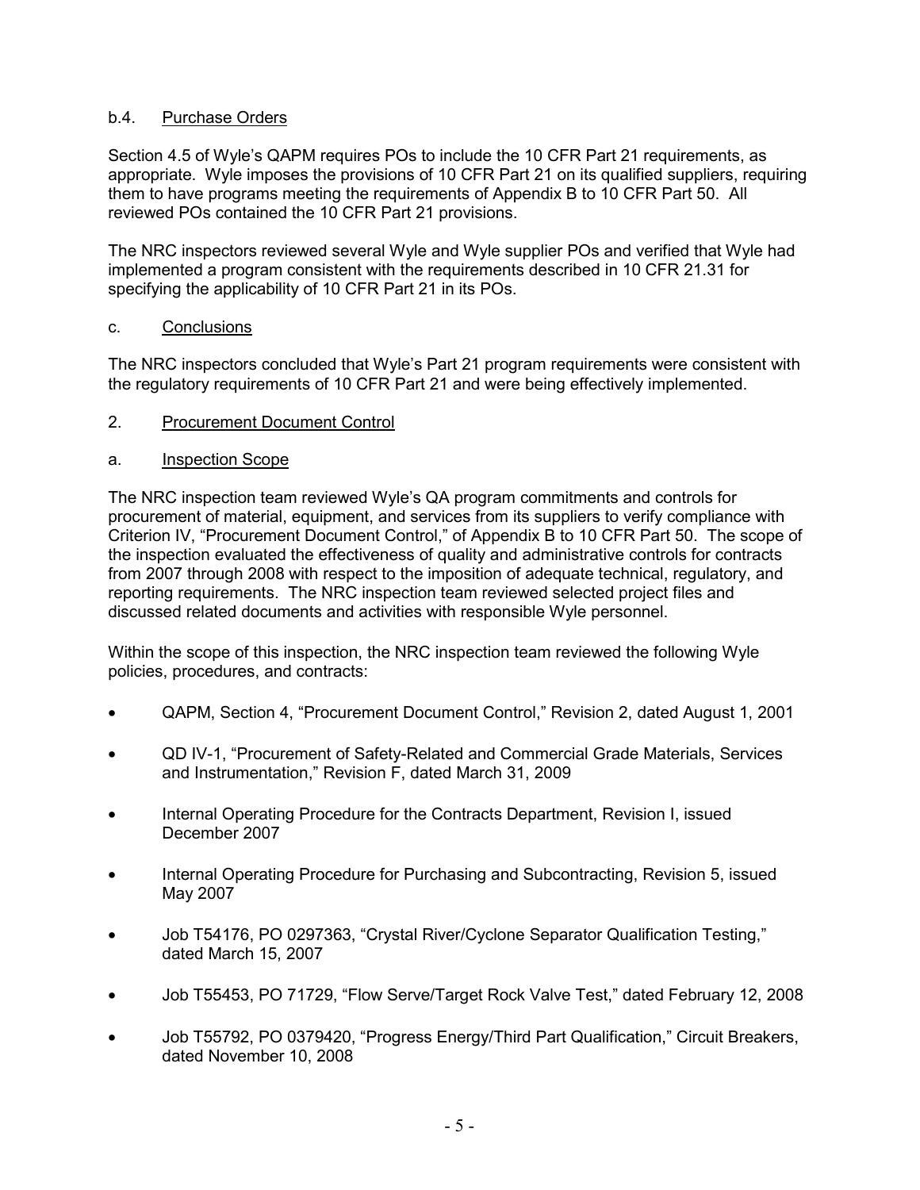b.4. Purchase Orders

Section 4.5 of Wyle's QAPM requires POs to include the 10 CFR Part 21 requirements, as appropriate. Wyle imposes the provisions of 10 CFR Part 21 on its qualified suppliers, requiring them to have programs meeting the requirements of Appendix B to 10 CFR Part 50. All reviewed POs contained the 10 CFR Part 21 provisions.

The NRC inspectors reviewed several Wyle and Wyle supplier POs and verified that Wyle had implemented a program consistent with the requirements described in 10 CFR 21.31 for specifying the applicability of 10 CFR Part 21 in its POs.

c. Conclusions

The NRC inspectors concluded that Wyle's Part 21 program requirements were consistent with the regulatory requirements of 10 CFR Part 21 and were being effectively implemented.

2. Procurement Document Control

a. Inspection Scope

The NRC inspection team reviewed Wyle's QA program commitments and controls for procurement of material, equipment, and services from its suppliers to verify compliance with Criterion IV, "Procurement Document Control," of Appendix B to 10 CFR Part 50. The scope of the inspection evaluated the effectiveness of quality and administrative controls for contracts from 2007 through 2008 with respect to the imposition of adequate technical, regulatory, and reporting requirements. The NRC inspection team reviewed selected project files and discussed related documents and activities with responsible Wyle personnel.

Within the scope of this inspection, the NRC inspection team reviewed the following Wyle policies, procedures, and contracts:

- QAPM, Section 4, "Procurement Document Control," Revision 2, dated August 1, 2001
- QD IV-1, "Procurement of Safety-Related and Commercial Grade Materials, Services and Instrumentation," Revision F, dated March 31, 2009
- Internal Operating Procedure for the Contracts Department, Revision I, issued December 2007
- Internal Operating Procedure for Purchasing and Subcontracting, Revision 5, issued May 2007
- Job T54176, PO 0297363, "Crystal River/Cyclone Separator Qualification Testing," dated March 15, 2007
- Job T55453, PO 71729, "Flow Serve/Target Rock Valve Test," dated February 12, 2008
- Job T55792, PO 0379420, "Progress Energy/Third Part Qualification," Circuit Breakers, dated November 10, 2008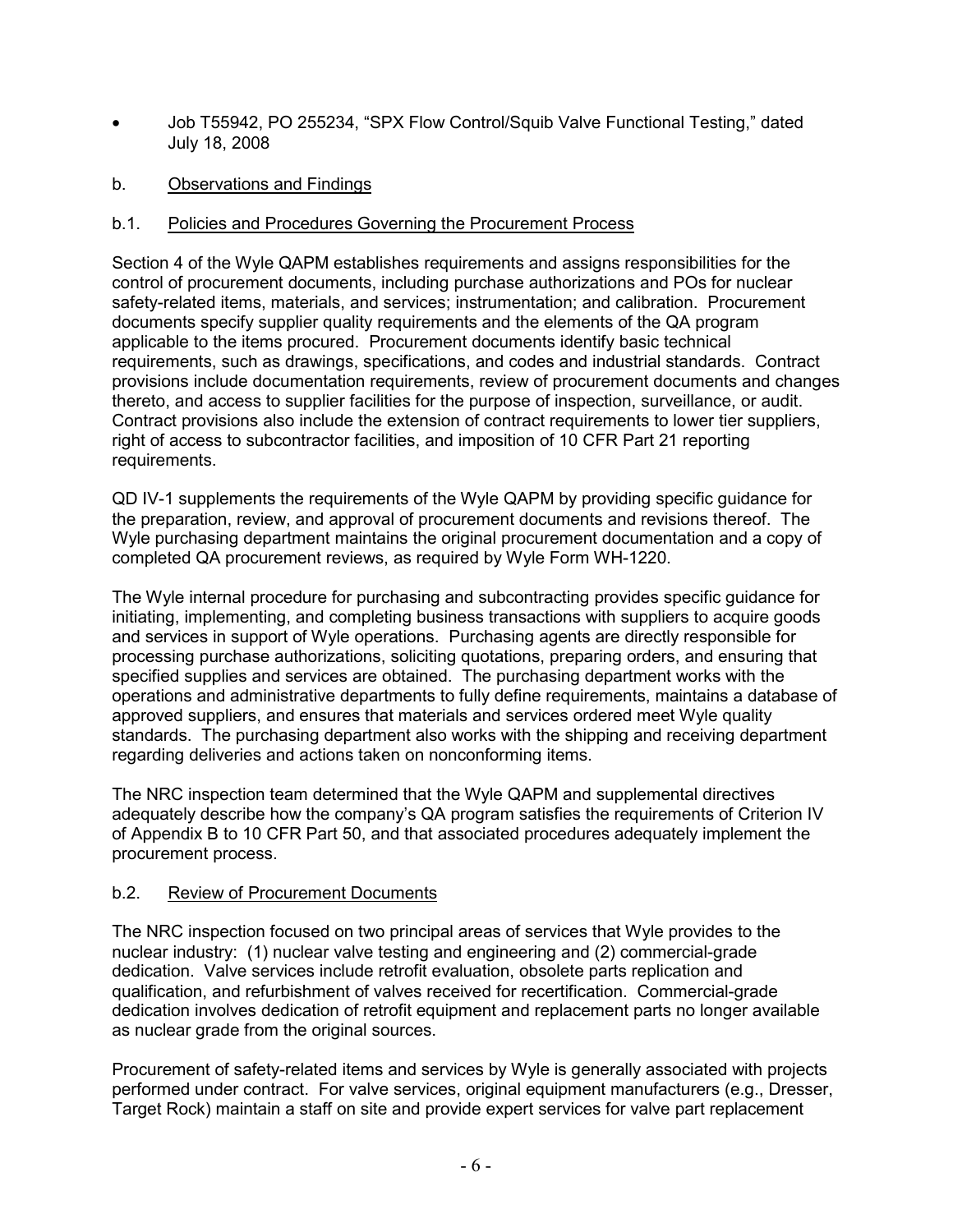- Job T55942, PO 255234, “SPX Flow Control/Squib Valve Functional Testing,” dated July 18, 2008

b. Observations and Findings

b.1. Policies and Procedures Governing the Procurement Process

Section 4 of the Wyle QAPM establishes requirements and assigns responsibilities for the control of procurement documents, including purchase authorizations and POs for nuclear safety-related items, materials, and services; instrumentation; and calibration. Procurement documents specify supplier quality requirements and the elements of the QA program applicable to the items procured. Procurement documents identify basic technical requirements, such as drawings, specifications, and codes and industrial standards. Contract provisions include documentation requirements, review of procurement documents and changes thereto, and access to supplier facilities for the purpose of inspection, surveillance, or audit. Contract provisions also include the extension of contract requirements to lower tier suppliers, right of access to subcontractor facilities, and imposition of 10 CFR Part 21 reporting requirements.

QD IV-1 supplements the requirements of the Wyle QAPM by providing specific guidance for the preparation, review, and approval of procurement documents and revisions thereof. The Wyle purchasing department maintains the original procurement documentation and a copy of completed QA procurement reviews, as required by Wyle Form WH-1220.

The Wyle internal procedure for purchasing and subcontracting provides specific guidance for initiating, implementing, and completing business transactions with suppliers to acquire goods and services in support of Wyle operations. Purchasing agents are directly responsible for processing purchase authorizations, soliciting quotations, preparing orders, and ensuring that specified supplies and services are obtained. The purchasing department works with the operations and administrative departments to fully define requirements, maintains a database of approved suppliers, and ensures that materials and services ordered meet Wyle quality standards. The purchasing department also works with the shipping and receiving department regarding deliveries and actions taken on nonconforming items.

The NRC inspection team determined that the Wyle QAPM and supplemental directives adequately describe how the company’s QA program satisfies the requirements of Criterion IV of Appendix B to 10 CFR Part 50, and that associated procedures adequately implement the procurement process.

b.2. Review of Procurement Documents

The NRC inspection focused on two principal areas of services that Wyle provides to the nuclear industry: (1) nuclear valve testing and engineering and (2) commercial-grade dedication. Valve services include retrofit evaluation, obsolete parts replication and qualification, and refurbishment of valves received for recertification. Commercial-grade dedication involves dedication of retrofit equipment and replacement parts no longer available as nuclear grade from the original sources.

Procurement of safety-related items and services by Wyle is generally associated with projects performed under contract. For valve services, original equipment manufacturers (e.g., Dresser, Target Rock) maintain a staff on site and provide expert services for valve part replacement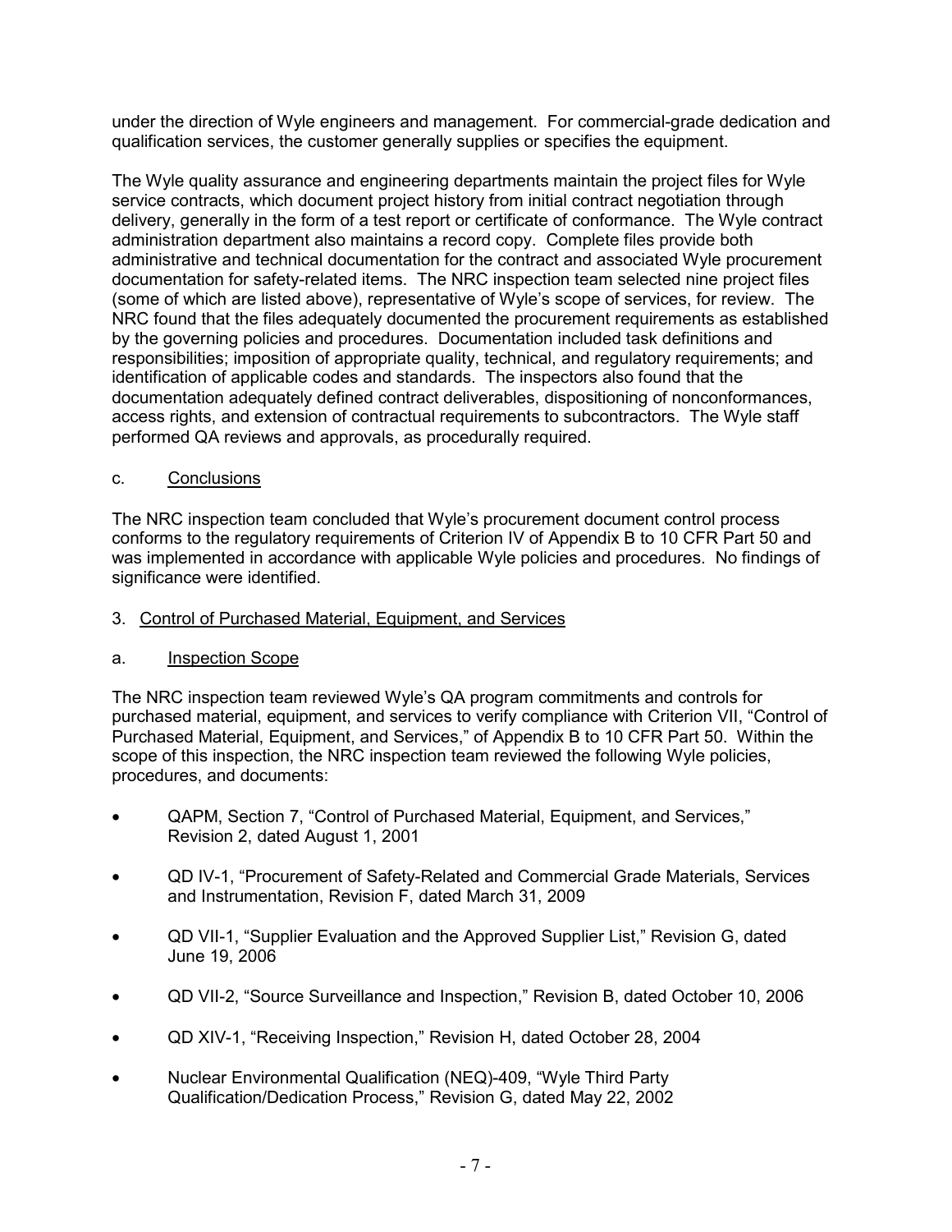under the direction of Wyle engineers and management. For commercial-grade dedication and qualification services, the customer generally supplies or specifies the equipment.

The Wyle quality assurance and engineering departments maintain the project files for Wyle service contracts, which document project history from initial contract negotiation through delivery, generally in the form of a test report or certificate of conformance. The Wyle contract administration department also maintains a record copy. Complete files provide both administrative and technical documentation for the contract and associated Wyle procurement documentation for safety-related items. The NRC inspection team selected nine project files (some of which are listed above), representative of Wyle's scope of services, for review. The NRC found that the files adequately documented the procurement requirements as established by the governing policies and procedures. Documentation included task definitions and responsibilities; imposition of appropriate quality, technical, and regulatory requirements; and identification of applicable codes and standards. The inspectors also found that the documentation adequately defined contract deliverables, dispositioning of nonconformances, access rights, and extension of contractual requirements to subcontractors. The Wyle staff performed QA reviews and approvals, as procedurally required.

c. Conclusions

The NRC inspection team concluded that Wyle's procurement document control process conforms to the regulatory requirements of Criterion IV of Appendix B to 10 CFR Part 50 and was implemented in accordance with applicable Wyle policies and procedures. No findings of significance were identified.

3. Control of Purchased Material, Equipment, and Services

a. Inspection Scope

The NRC inspection team reviewed Wyle's QA program commitments and controls for purchased material, equipment, and services to verify compliance with Criterion VII, "Control of Purchased Material, Equipment, and Services," of Appendix B to 10 CFR Part 50. Within the scope of this inspection, the NRC inspection team reviewed the following Wyle policies, procedures, and documents:

- QAPM, Section 7, "Control of Purchased Material, Equipment, and Services," Revision 2, dated August 1, 2001
- QD IV-1, "Procurement of Safety-Related and Commercial Grade Materials, Services and Instrumentation, Revision F, dated March 31, 2009
- QD VII-1, "Supplier Evaluation and the Approved Supplier List," Revision G, dated June 19, 2006
- QD VII-2, "Source Surveillance and Inspection," Revision B, dated October 10, 2006
- QD XIV-1, "Receiving Inspection," Revision H, dated October 28, 2004
- Nuclear Environmental Qualification (NEQ)-409, "Wyle Third Party Qualification/Dedication Process," Revision G, dated May 22, 2002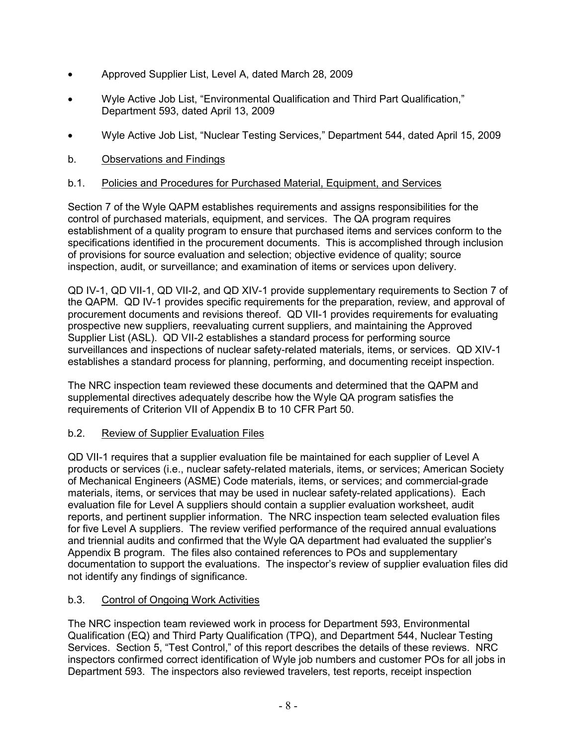- Approved Supplier List, Level A, dated March 28, 2009
- Wyle Active Job List, "Environmental Qualification and Third Part Qualification," Department 593, dated April 13, 2009
- Wyle Active Job List, "Nuclear Testing Services," Department 544, dated April 15, 2009

b. Observations and Findings

b.1. Policies and Procedures for Purchased Material, Equipment, and Services

Section 7 of the Wyle QAPM establishes requirements and assigns responsibilities for the control of purchased materials, equipment, and services. The QA program requires establishment of a quality program to ensure that purchased items and services conform to the specifications identified in the procurement documents. This is accomplished through inclusion of provisions for source evaluation and selection; objective evidence of quality; source inspection, audit, or surveillance; and examination of items or services upon delivery.

QD IV-1, QD VII-1, QD VII-2, and QD XIV-1 provide supplementary requirements to Section 7 of the QAPM. QD IV-1 provides specific requirements for the preparation, review, and approval of procurement documents and revisions thereof. QD VII-1 provides requirements for evaluating prospective new suppliers, reevaluating current suppliers, and maintaining the Approved Supplier List (ASL). QD VII-2 establishes a standard process for performing source surveillances and inspections of nuclear safety-related materials, items, or services. QD XIV-1 establishes a standard process for planning, performing, and documenting receipt inspection.

The NRC inspection team reviewed these documents and determined that the QAPM and supplemental directives adequately describe how the Wyle QA program satisfies the requirements of Criterion VII of Appendix B to 10 CFR Part 50.

b.2. Review of Supplier Evaluation Files

QD VII-1 requires that a supplier evaluation file be maintained for each supplier of Level A products or services (i.e., nuclear safety-related materials, items, or services; American Society of Mechanical Engineers (ASME) Code materials, items, or services; and commercial-grade materials, items, or services that may be used in nuclear safety-related applications). Each evaluation file for Level A suppliers should contain a supplier evaluation worksheet, audit reports, and pertinent supplier information. The NRC inspection team selected evaluation files for five Level A suppliers. The review verified performance of the required annual evaluations and triennial audits and confirmed that the Wyle QA department had evaluated the supplier's Appendix B program. The files also contained references to POs and supplementary documentation to support the evaluations. The inspector's review of supplier evaluation files did not identify any findings of significance.

b.3. Control of Ongoing Work Activities

The NRC inspection team reviewed work in process for Department 593, Environmental Qualification (EQ) and Third Party Qualification (TPQ), and Department 544, Nuclear Testing Services. Section 5, "Test Control," of this report describes the details of these reviews. NRC inspectors confirmed correct identification of Wyle job numbers and customer POs for all jobs in Department 593. The inspectors also reviewed travelers, test reports, receipt inspection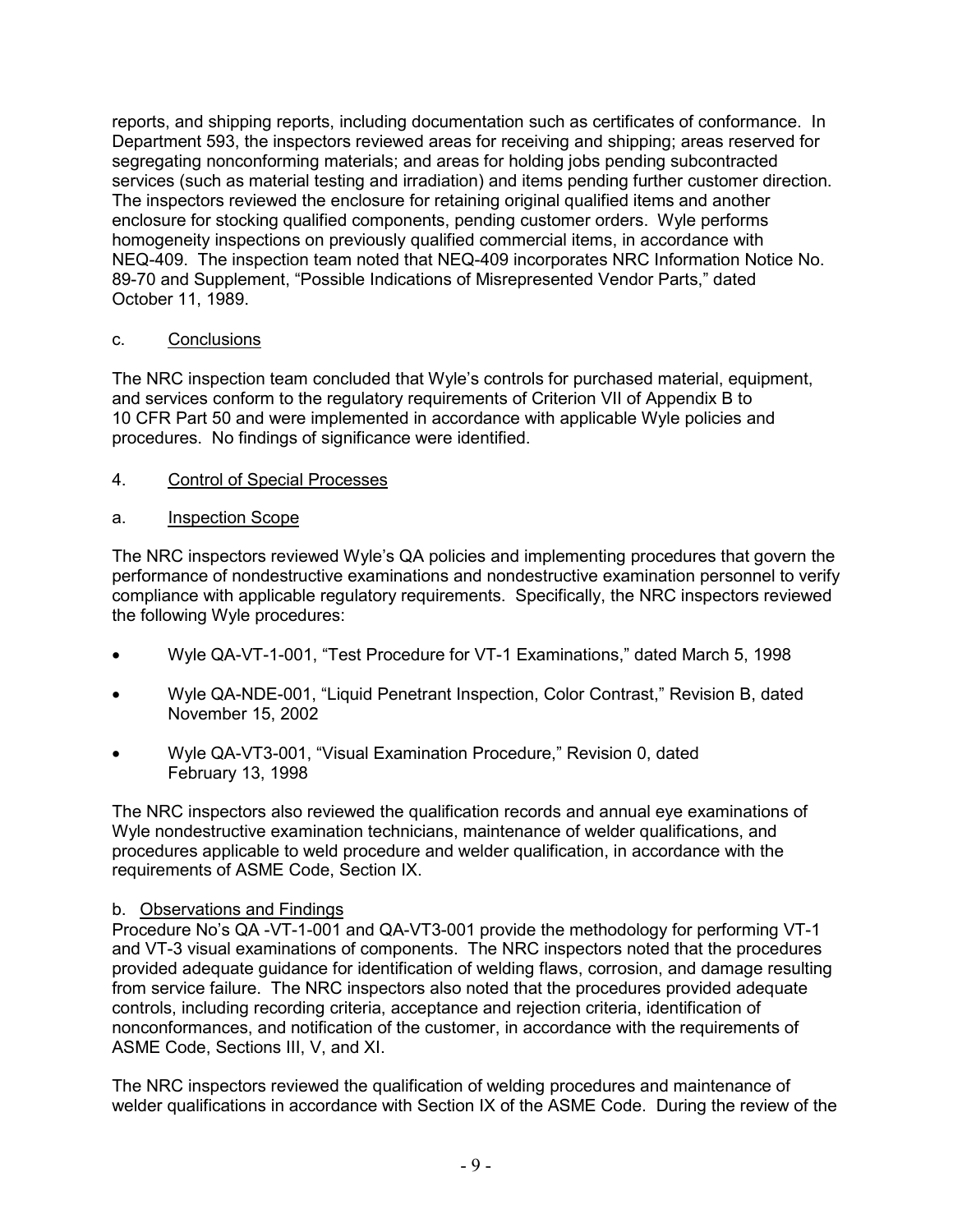reports, and shipping reports, including documentation such as certificates of conformance. In Department 593, the inspectors reviewed areas for receiving and shipping; areas reserved for segregating nonconforming materials; and areas for holding jobs pending subcontracted services (such as material testing and irradiation) and items pending further customer direction. The inspectors reviewed the enclosure for retaining original qualified items and another enclosure for stocking qualified components, pending customer orders. Wyle performs homogeneity inspections on previously qualified commercial items, in accordance with NEQ-409. The inspection team noted that NEQ-409 incorporates NRC Information Notice No. 89-70 and Supplement, "Possible Indications of Misrepresented Vendor Parts," dated October 11, 1989.

c. Conclusions

The NRC inspection team concluded that Wyle's controls for purchased material, equipment, and services conform to the regulatory requirements of Criterion VII of Appendix B to 10 CFR Part 50 and were implemented in accordance with applicable Wyle policies and procedures. No findings of significance were identified.

4. Control of Special Processes

a. Inspection Scope

The NRC inspectors reviewed Wyle's QA policies and implementing procedures that govern the performance of nondestructive examinations and nondestructive examination personnel to verify compliance with applicable regulatory requirements. Specifically, the NRC inspectors reviewed the following Wyle procedures:

- Wyle QA-VT-1-001, "Test Procedure for VT-1 Examinations," dated March 5, 1998
- Wyle QA-NDE-001, "Liquid Penetrant Inspection, Color Contrast," Revision B, dated November 15, 2002
- Wyle QA-VT3-001, "Visual Examination Procedure," Revision 0, dated February 13, 1998

The NRC inspectors also reviewed the qualification records and annual eye examinations of Wyle nondestructive examination technicians, maintenance of welder qualifications, and procedures applicable to weld procedure and welder qualification, in accordance with the requirements of ASME Code, Section IX.

b. Observations and Findings

Procedure No's QA -VT-1-001 and QA-VT3-001 provide the methodology for performing VT-1 and VT-3 visual examinations of components. The NRC inspectors noted that the procedures provided adequate guidance for identification of welding flaws, corrosion, and damage resulting from service failure. The NRC inspectors also noted that the procedures provided adequate controls, including recording criteria, acceptance and rejection criteria, identification of nonconformances, and notification of the customer, in accordance with the requirements of ASME Code, Sections III, V, and XI.

The NRC inspectors reviewed the qualification of welding procedures and maintenance of welder qualifications in accordance with Section IX of the ASME Code. During the review of the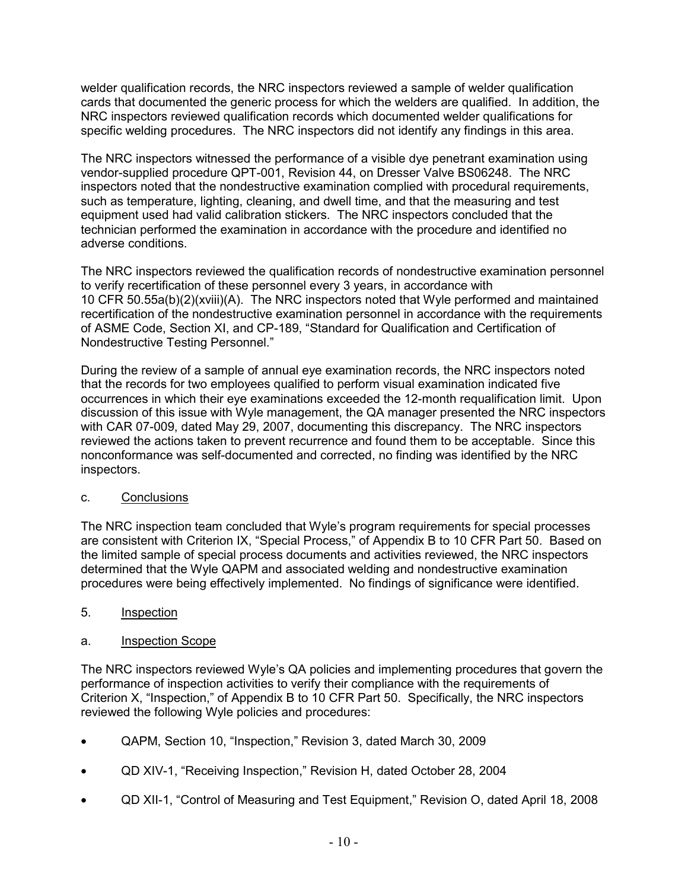welder qualification records, the NRC inspectors reviewed a sample of welder qualification cards that documented the generic process for which the welders are qualified. In addition, the NRC inspectors reviewed qualification records which documented welder qualifications for specific welding procedures. The NRC inspectors did not identify any findings in this area.

The NRC inspectors witnessed the performance of a visible dye penetrant examination using vendor-supplied procedure QPT-001, Revision 44, on Dresser Valve BS06248. The NRC inspectors noted that the nondestructive examination complied with procedural requirements, such as temperature, lighting, cleaning, and dwell time, and that the measuring and test equipment used had valid calibration stickers. The NRC inspectors concluded that the technician performed the examination in accordance with the procedure and identified no adverse conditions.

The NRC inspectors reviewed the qualification records of nondestructive examination personnel to verify recertification of these personnel every 3 years, in accordance with 10 CFR 50.55a(b)(2)(xviii)(A). The NRC inspectors noted that Wyle performed and maintained recertification of the nondestructive examination personnel in accordance with the requirements of ASME Code, Section XI, and CP-189, "Standard for Qualification and Certification of Nondestructive Testing Personnel."

During the review of a sample of annual eye examination records, the NRC inspectors noted that the records for two employees qualified to perform visual examination indicated five occurrences in which their eye examinations exceeded the 12-month requalification limit. Upon discussion of this issue with Wyle management, the QA manager presented the NRC inspectors with CAR 07-009, dated May 29, 2007, documenting this discrepancy. The NRC inspectors reviewed the actions taken to prevent recurrence and found them to be acceptable. Since this nonconformance was self-documented and corrected, no finding was identified by the NRC inspectors.

c. Conclusions

The NRC inspection team concluded that Wyle's program requirements for special processes are consistent with Criterion IX, "Special Process," of Appendix B to 10 CFR Part 50. Based on the limited sample of special process documents and activities reviewed, the NRC inspectors determined that the Wyle QAPM and associated welding and nondestructive examination procedures were being effectively implemented. No findings of significance were identified.

## 5. Inspection

a. Inspection Scope

The NRC inspectors reviewed Wyle's QA policies and implementing procedures that govern the performance of inspection activities to verify their compliance with the requirements of Criterion X, "Inspection," of Appendix B to 10 CFR Part 50. Specifically, the NRC inspectors reviewed the following Wyle policies and procedures:

- QAPM, Section 10, "Inspection," Revision 3, dated March 30, 2009
- QD XIV-1, "Receiving Inspection," Revision H, dated October 28, 2004
- QD XII-1, "Control of Measuring and Test Equipment," Revision O, dated April 18, 2008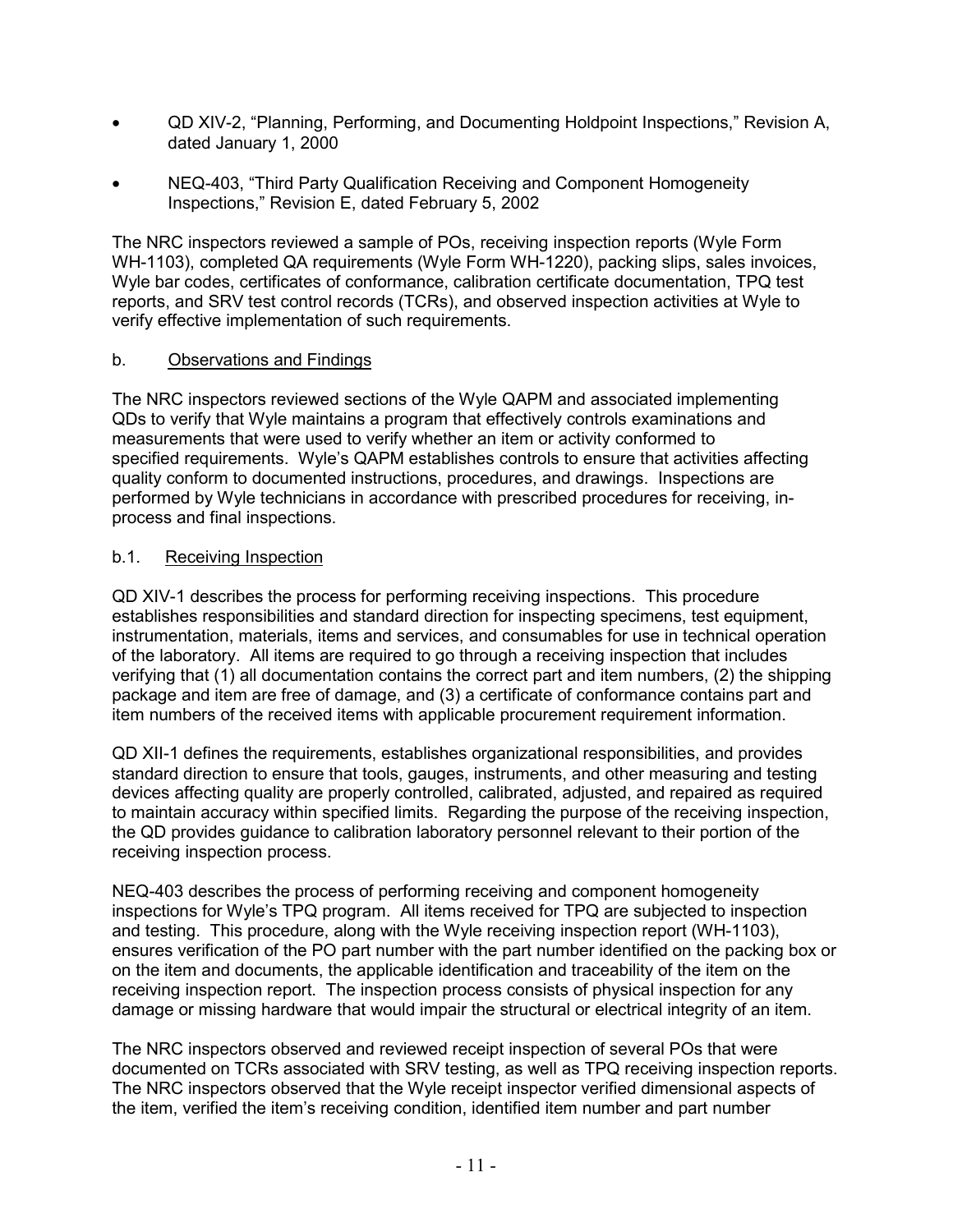- QD XIV-2, “Planning, Performing, and Documenting Holdpoint Inspections,” Revision A, dated January 1, 2000

- NEQ-403, “Third Party Qualification Receiving and Component Homogeneity Inspections,” Revision E, dated February 5, 2002

The NRC inspectors reviewed a sample of POs, receiving inspection reports (Wyle Form WH-1103), completed QA requirements (Wyle Form WH-1220), packing slips, sales invoices, Wyle bar codes, certificates of conformance, calibration certificate documentation, TPQ test reports, and SRV test control records (TCRs), and observed inspection activities at Wyle to verify effective implementation of such requirements.

b. Observations and Findings

The NRC inspectors reviewed sections of the Wyle QAPM and associated implementing QDs to verify that Wyle maintains a program that effectively controls examinations and measurements that were used to verify whether an item or activity conformed to specified requirements. Wyle’s QAPM establishes controls to ensure that activities affecting quality conform to documented instructions, procedures, and drawings. Inspections are performed by Wyle technicians in accordance with prescribed procedures for receiving, in-process and final inspections.

b.1. Receiving Inspection

QD XIV-1 describes the process for performing receiving inspections. This procedure establishes responsibilities and standard direction for inspecting specimens, test equipment, instrumentation, materials, items and services, and consumables for use in technical operation of the laboratory. All items are required to go through a receiving inspection that includes verifying that (1) all documentation contains the correct part and item numbers, (2) the shipping package and item are free of damage, and (3) a certificate of conformance contains part and item numbers of the received items with applicable procurement requirement information.

QD XII-1 defines the requirements, establishes organizational responsibilities, and provides standard direction to ensure that tools, gauges, instruments, and other measuring and testing devices affecting quality are properly controlled, calibrated, adjusted, and repaired as required to maintain accuracy within specified limits. Regarding the purpose of the receiving inspection, the QD provides guidance to calibration laboratory personnel relevant to their portion of the receiving inspection process.

NEQ-403 describes the process of performing receiving and component homogeneity inspections for Wyle’s TPQ program. All items received for TPQ are subjected to inspection and testing. This procedure, along with the Wyle receiving inspection report (WH-1103), ensures verification of the PO part number with the part number identified on the packing box or on the item and documents, the applicable identification and traceability of the item on the receiving inspection report. The inspection process consists of physical inspection for any damage or missing hardware that would impair the structural or electrical integrity of an item.

The NRC inspectors observed and reviewed receipt inspection of several POs that were documented on TCRs associated with SRV testing, as well as TPQ receiving inspection reports. The NRC inspectors observed that the Wyle receipt inspector verified dimensional aspects of the item, verified the item’s receiving condition, identified item number and part number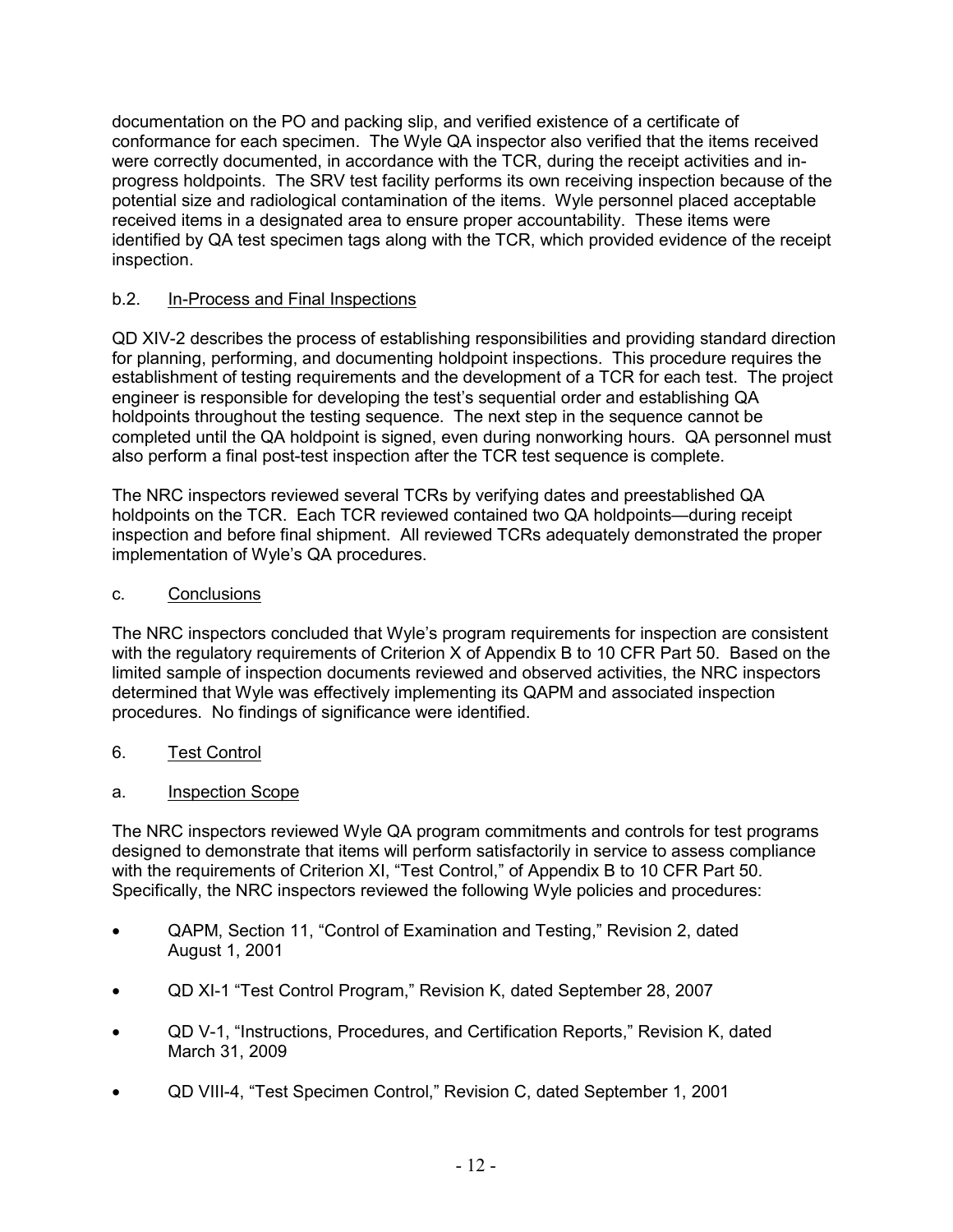documentation on the PO and packing slip, and verified existence of a certificate of conformance for each specimen. The Wyle QA inspector also verified that the items received were correctly documented, in accordance with the TCR, during the receipt activities and in-progress holdpoints. The SRV test facility performs its own receiving inspection because of the potential size and radiological contamination of the items. Wyle personnel placed acceptable received items in a designated area to ensure proper accountability. These items were identified by QA test specimen tags along with the TCR, which provided evidence of the receipt inspection.

b.2. In-Process and Final Inspections

QD XIV-2 describes the process of establishing responsibilities and providing standard direction for planning, performing, and documenting holdpoint inspections. This procedure requires the establishment of testing requirements and the development of a TCR for each test. The project engineer is responsible for developing the test's sequential order and establishing QA holdpoints throughout the testing sequence. The next step in the sequence cannot be completed until the QA holdpoint is signed, even during nonworking hours. QA personnel must also perform a final post-test inspection after the TCR test sequence is complete.

The NRC inspectors reviewed several TCRs by verifying dates and preestablished QA holdpoints on the TCR. Each TCR reviewed contained two QA holdpoints—during receipt inspection and before final shipment. All reviewed TCRs adequately demonstrated the proper implementation of Wyle's QA procedures.

c. Conclusions

The NRC inspectors concluded that Wyle's program requirements for inspection are consistent with the regulatory requirements of Criterion X of Appendix B to 10 CFR Part 50. Based on the limited sample of inspection documents reviewed and observed activities, the NRC inspectors determined that Wyle was effectively implementing its QAPM and associated inspection procedures. No findings of significance were identified.

6. Test Control

a. Inspection Scope

The NRC inspectors reviewed Wyle QA program commitments and controls for test programs designed to demonstrate that items will perform satisfactorily in service to assess compliance with the requirements of Criterion XI, "Test Control," of Appendix B to 10 CFR Part 50. Specifically, the NRC inspectors reviewed the following Wyle policies and procedures:

- QAPM, Section 11, "Control of Examination and Testing," Revision 2, dated August 1, 2001
- QD XI-1 "Test Control Program," Revision K, dated September 28, 2007
- QD V-1, "Instructions, Procedures, and Certification Reports," Revision K, dated March 31, 2009
- QD VIII-4, "Test Specimen Control," Revision C, dated September 1, 2001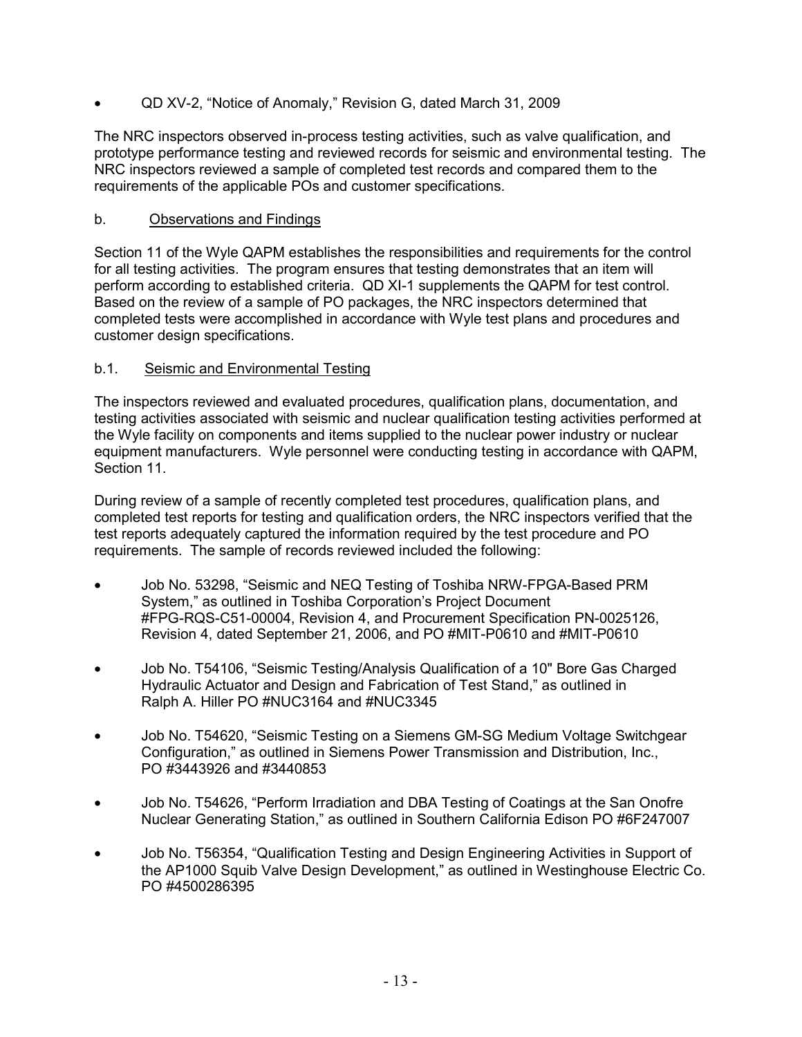- QD XV-2, “Notice of Anomaly,” Revision G, dated March 31, 2009

The NRC inspectors observed in-process testing activities, such as valve qualification, and prototype performance testing and reviewed records for seismic and environmental testing. The NRC inspectors reviewed a sample of completed test records and compared them to the requirements of the applicable POs and customer specifications.

b. Observations and Findings

Section 11 of the Wyle QAPM establishes the responsibilities and requirements for the control for all testing activities. The program ensures that testing demonstrates that an item will perform according to established criteria. QD XI-1 supplements the QAPM for test control. Based on the review of a sample of PO packages, the NRC inspectors determined that completed tests were accomplished in accordance with Wyle test plans and procedures and customer design specifications.

b.1. Seismic and Environmental Testing

The inspectors reviewed and evaluated procedures, qualification plans, documentation, and testing activities associated with seismic and nuclear qualification testing activities performed at the Wyle facility on components and items supplied to the nuclear power industry or nuclear equipment manufacturers. Wyle personnel were conducting testing in accordance with QAPM, Section 11.

During review of a sample of recently completed test procedures, qualification plans, and completed test reports for testing and qualification orders, the NRC inspectors verified that the test reports adequately captured the information required by the test procedure and PO requirements. The sample of records reviewed included the following:

- Job No. 53298, “Seismic and NEQ Testing of Toshiba NRW-FPGA-Based PRM System,” as outlined in Toshiba Corporation’s Project Document #FPG-RQS-C51-00004, Revision 4, and Procurement Specification PN-0025126, Revision 4, dated September 21, 2006, and PO #MIT-P0610 and #MIT-P0610

- Job No. T54106, “Seismic Testing/Analysis Qualification of a 10" Bore Gas Charged Hydraulic Actuator and Design and Fabrication of Test Stand,” as outlined in Ralph A. Hiller PO #NUC3164 and #NUC3345

- Job No. T54620, “Seismic Testing on a Siemens GM-SG Medium Voltage Switchgear Configuration,” as outlined in Siemens Power Transmission and Distribution, Inc., PO #3443926 and #3440853

- Job No. T54626, “Perform Irradiation and DBA Testing of Coatings at the San Onofre Nuclear Generating Station,” as outlined in Southern California Edison PO #6F247007

- Job No. T56354, “Qualification Testing and Design Engineering Activities in Support of the AP1000 Squib Valve Design Development,” as outlined in Westinghouse Electric Co. PO #4500286395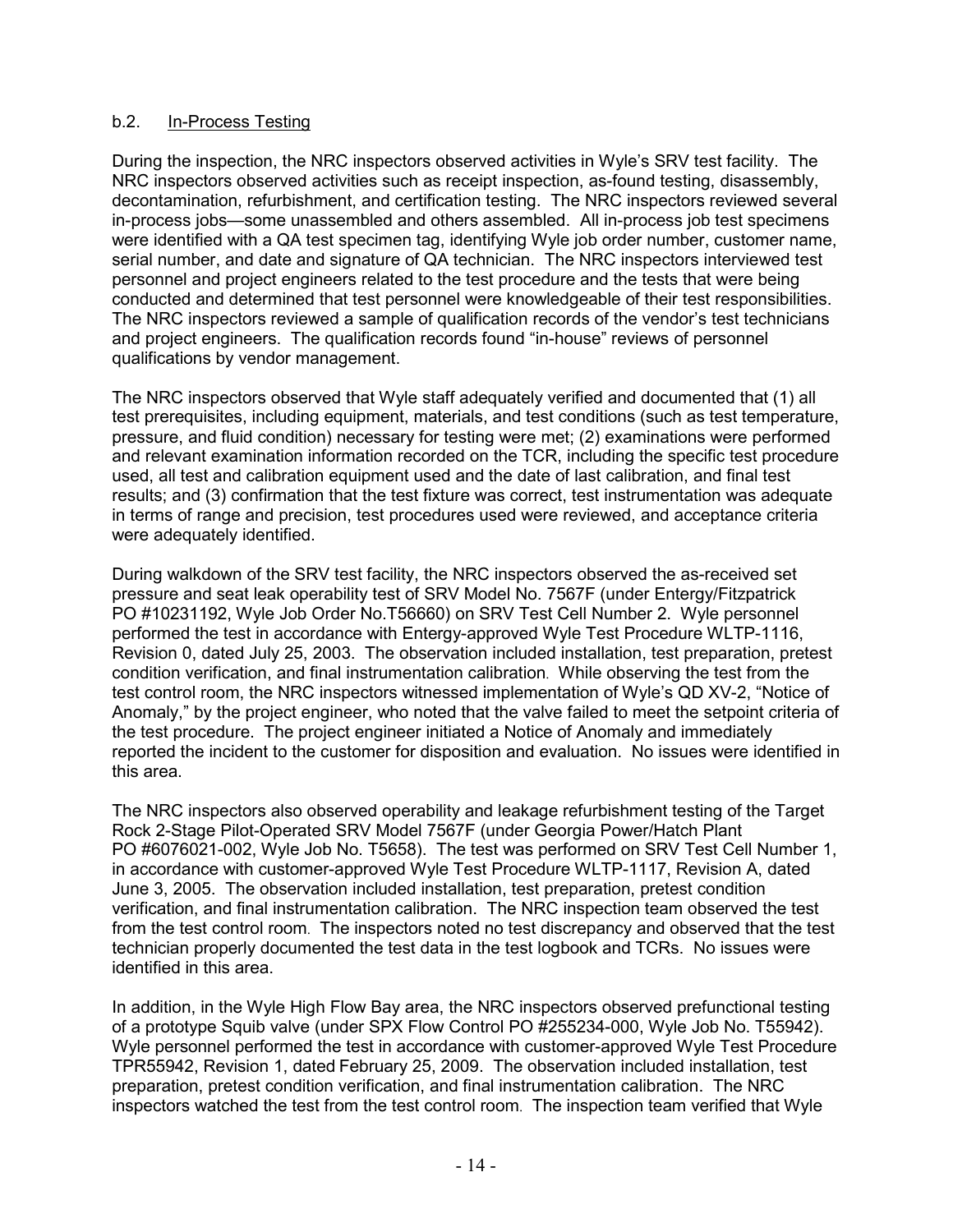b.2. In-Process Testing

During the inspection, the NRC inspectors observed activities in Wyle's SRV test facility. The NRC inspectors observed activities such as receipt inspection, as-found testing, disassembly, decontamination, refurbishment, and certification testing. The NRC inspectors reviewed several in-process jobs—some unassembled and others assembled. All in-process job test specimens were identified with a QA test specimen tag, identifying Wyle job order number, customer name, serial number, and date and signature of QA technician. The NRC inspectors interviewed test personnel and project engineers related to the test procedure and the tests that were being conducted and determined that test personnel were knowledgeable of their test responsibilities. The NRC inspectors reviewed a sample of qualification records of the vendor's test technicians and project engineers. The qualification records found "in-house" reviews of personnel qualifications by vendor management.

The NRC inspectors observed that Wyle staff adequately verified and documented that (1) all test prerequisites, including equipment, materials, and test conditions (such as test temperature, pressure, and fluid condition) necessary for testing were met; (2) examinations were performed and relevant examination information recorded on the TCR, including the specific test procedure used, all test and calibration equipment used and the date of last calibration, and final test results; and (3) confirmation that the test fixture was correct, test instrumentation was adequate in terms of range and precision, test procedures used were reviewed, and acceptance criteria were adequately identified.

During walkdown of the SRV test facility, the NRC inspectors observed the as-received set pressure and seat leak operability test of SRV Model No. 7567F (under Entergy/Fitzpatrick PO #10231192, Wyle Job Order No.T56660) on SRV Test Cell Number 2. Wyle personnel performed the test in accordance with Entergy-approved Wyle Test Procedure WLTP-1116, Revision 0, dated July 25, 2003. The observation included installation, test preparation, pretest condition verification, and final instrumentation calibration. While observing the test from the test control room, the NRC inspectors witnessed implementation of Wyle's QD XV-2, "Notice of Anomaly," by the project engineer, who noted that the valve failed to meet the setpoint criteria of the test procedure. The project engineer initiated a Notice of Anomaly and immediately reported the incident to the customer for disposition and evaluation. No issues were identified in this area.

The NRC inspectors also observed operability and leakage refurbishment testing of the Target Rock 2-Stage Pilot-Operated SRV Model 7567F (under Georgia Power/Hatch Plant PO #6076021-002, Wyle Job No. T5658). The test was performed on SRV Test Cell Number 1, in accordance with customer-approved Wyle Test Procedure WLTP-1117, Revision A, dated June 3, 2005. The observation included installation, test preparation, pretest condition verification, and final instrumentation calibration. The NRC inspection team observed the test from the test control room. The inspectors noted no test discrepancy and observed that the test technician properly documented the test data in the test logbook and TCRs. No issues were identified in this area.

In addition, in the Wyle High Flow Bay area, the NRC inspectors observed prefunctional testing of a prototype Squib valve (under SPX Flow Control PO #255234-000, Wyle Job No. T55942). Wyle personnel performed the test in accordance with customer-approved Wyle Test Procedure TPR55942, Revision 1, dated February 25, 2009. The observation included installation, test preparation, pretest condition verification, and final instrumentation calibration. The NRC inspectors watched the test from the test control room. The inspection team verified that Wyle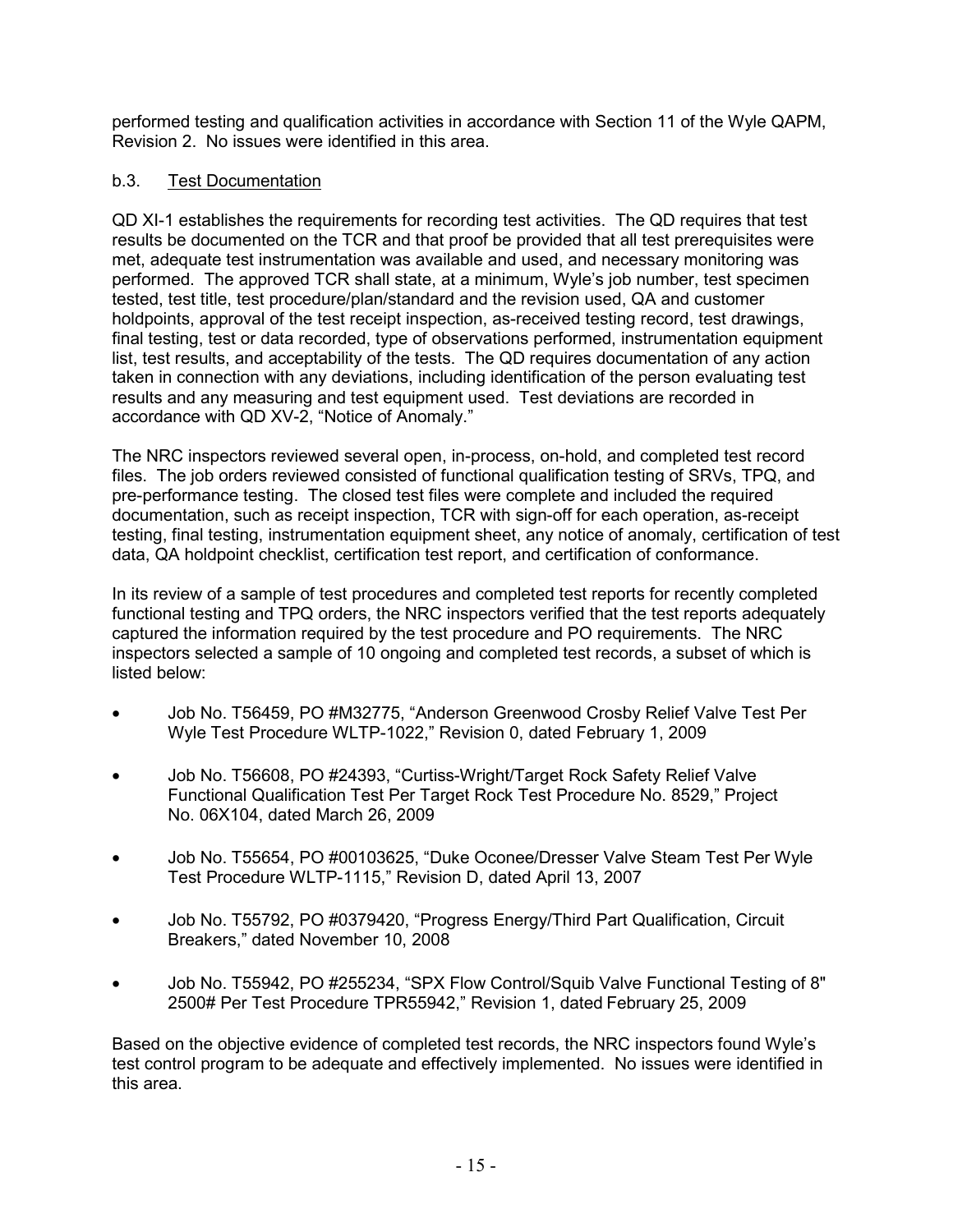performed testing and qualification activities in accordance with Section 11 of the Wyle QAPM, Revision 2. No issues were identified in this area.

### b.3. Test Documentation

QD XI-1 establishes the requirements for recording test activities. The QD requires that test results be documented on the TCR and that proof be provided that all test prerequisites were met, adequate test instrumentation was available and used, and necessary monitoring was performed. The approved TCR shall state, at a minimum, Wyle's job number, test specimen tested, test title, test procedure/plan/standard and the revision used, QA and customer holdpoints, approval of the test receipt inspection, as-received testing record, test drawings, final testing, test or data recorded, type of observations performed, instrumentation equipment list, test results, and acceptability of the tests. The QD requires documentation of any action taken in connection with any deviations, including identification of the person evaluating test results and any measuring and test equipment used. Test deviations are recorded in accordance with QD XV-2, "Notice of Anomaly."

The NRC inspectors reviewed several open, in-process, on-hold, and completed test record files. The job orders reviewed consisted of functional qualification testing of SRVs, TPQ, and pre-performance testing. The closed test files were complete and included the required documentation, such as receipt inspection, TCR with sign-off for each operation, as-receipt testing, final testing, instrumentation equipment sheet, any notice of anomaly, certification of test data, QA holdpoint checklist, certification test report, and certification of conformance.

In its review of a sample of test procedures and completed test reports for recently completed functional testing and TPQ orders, the NRC inspectors verified that the test reports adequately captured the information required by the test procedure and PO requirements. The NRC inspectors selected a sample of 10 ongoing and completed test records, a subset of which is listed below:

- Job No. T56459, PO #M32775, "Anderson Greenwood Crosby Relief Valve Test Per Wyle Test Procedure WLTP-1022," Revision 0, dated February 1, 2009
- Job No. T56608, PO #24393, "Curtiss-Wright/Target Rock Safety Relief Valve Functional Qualification Test Per Target Rock Test Procedure No. 8529," Project No. 06X104, dated March 26, 2009
- Job No. T55654, PO #00103625, "Duke Oconee/Dresser Valve Steam Test Per Wyle Test Procedure WLTP-1115," Revision D, dated April 13, 2007
- Job No. T55792, PO #0379420, "Progress Energy/Third Part Qualification, Circuit Breakers," dated November 10, 2008
- Job No. T55942, PO #255234, "SPX Flow Control/Squib Valve Functional Testing of 8" 2500# Per Test Procedure TPR55942," Revision 1, dated February 25, 2009

Based on the objective evidence of completed test records, the NRC inspectors found Wyle's test control program to be adequate and effectively implemented. No issues were identified in this area.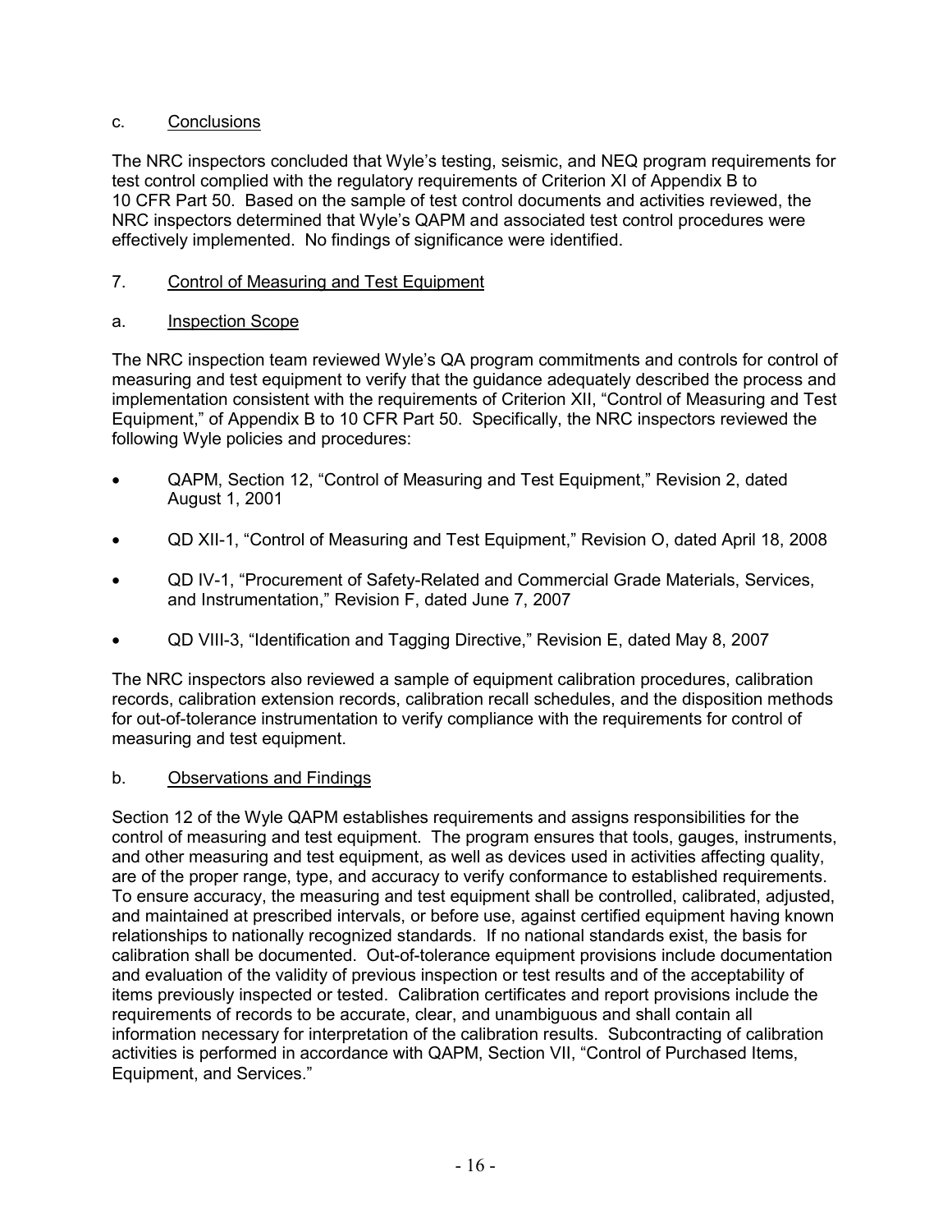c. Conclusions

The NRC inspectors concluded that Wyle's testing, seismic, and NEQ program requirements for test control complied with the regulatory requirements of Criterion XI of Appendix B to 10 CFR Part 50. Based on the sample of test control documents and activities reviewed, the NRC inspectors determined that Wyle's QAPM and associated test control procedures were effectively implemented. No findings of significance were identified.

7. Control of Measuring and Test Equipment

a. Inspection Scope

The NRC inspection team reviewed Wyle's QA program commitments and controls for control of measuring and test equipment to verify that the guidance adequately described the process and implementation consistent with the requirements of Criterion XII, "Control of Measuring and Test Equipment," of Appendix B to 10 CFR Part 50. Specifically, the NRC inspectors reviewed the following Wyle policies and procedures:

- QAPM, Section 12, "Control of Measuring and Test Equipment," Revision 2, dated August 1, 2001
- QD XII-1, "Control of Measuring and Test Equipment," Revision O, dated April 18, 2008
- QD IV-1, "Procurement of Safety-Related and Commercial Grade Materials, Services, and Instrumentation," Revision F, dated June 7, 2007
- QD VIII-3, "Identification and Tagging Directive," Revision E, dated May 8, 2007

The NRC inspectors also reviewed a sample of equipment calibration procedures, calibration records, calibration extension records, calibration recall schedules, and the disposition methods for out-of-tolerance instrumentation to verify compliance with the requirements for control of measuring and test equipment.

b. Observations and Findings

Section 12 of the Wyle QAPM establishes requirements and assigns responsibilities for the control of measuring and test equipment. The program ensures that tools, gauges, instruments, and other measuring and test equipment, as well as devices used in activities affecting quality, are of the proper range, type, and accuracy to verify conformance to established requirements. To ensure accuracy, the measuring and test equipment shall be controlled, calibrated, adjusted, and maintained at prescribed intervals, or before use, against certified equipment having known relationships to nationally recognized standards. If no national standards exist, the basis for calibration shall be documented. Out-of-tolerance equipment provisions include documentation and evaluation of the validity of previous inspection or test results and of the acceptability of items previously inspected or tested. Calibration certificates and report provisions include the requirements of records to be accurate, clear, and unambiguous and shall contain all information necessary for interpretation of the calibration results. Subcontracting of calibration activities is performed in accordance with QAPM, Section VII, "Control of Purchased Items, Equipment, and Services."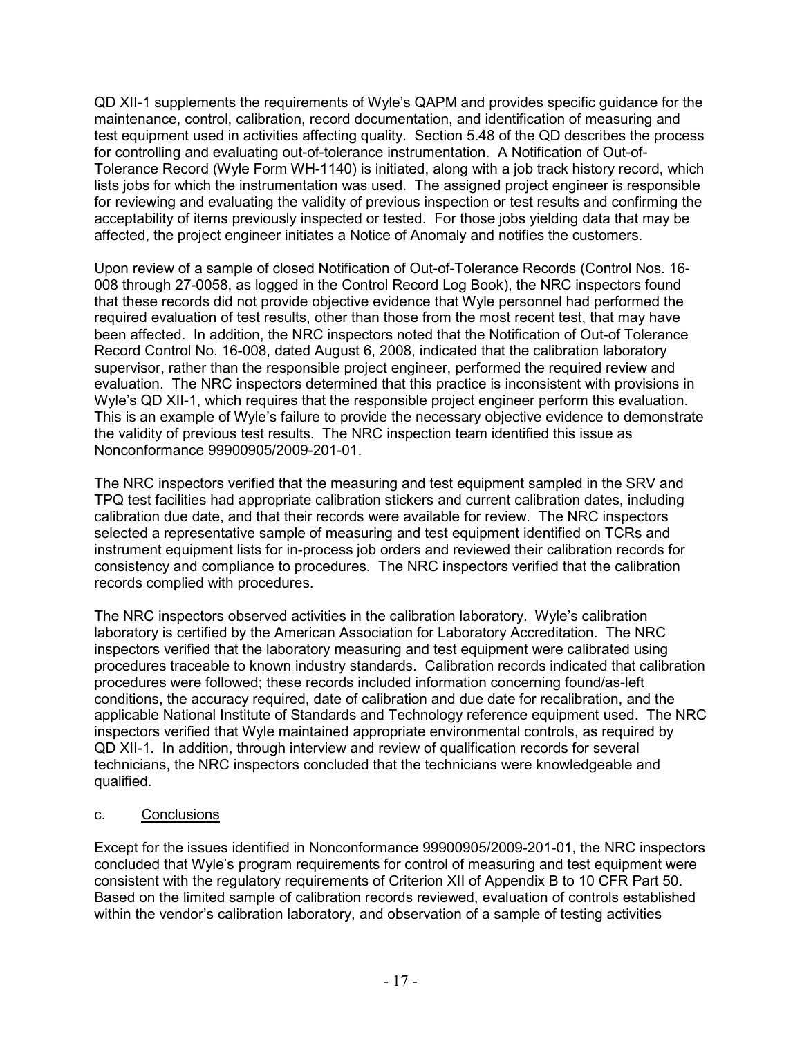QD XII-1 supplements the requirements of Wyle's QAPM and provides specific guidance for the maintenance, control, calibration, record documentation, and identification of measuring and test equipment used in activities affecting quality. Section 5.48 of the QD describes the process for controlling and evaluating out-of-tolerance instrumentation. A Notification of Out-of-Tolerance Record (Wyle Form WH-1140) is initiated, along with a job track history record, which lists jobs for which the instrumentation was used. The assigned project engineer is responsible for reviewing and evaluating the validity of previous inspection or test results and confirming the acceptability of items previously inspected or tested. For those jobs yielding data that may be affected, the project engineer initiates a Notice of Anomaly and notifies the customers.

Upon review of a sample of closed Notification of Out-of-Tolerance Records (Control Nos. 16-008 through 27-0058, as logged in the Control Record Log Book), the NRC inspectors found that these records did not provide objective evidence that Wyle personnel had performed the required evaluation of test results, other than those from the most recent test, that may have been affected. In addition, the NRC inspectors noted that the Notification of Out-of Tolerance Record Control No. 16-008, dated August 6, 2008, indicated that the calibration laboratory supervisor, rather than the responsible project engineer, performed the required review and evaluation. The NRC inspectors determined that this practice is inconsistent with provisions in Wyle's QD XII-1, which requires that the responsible project engineer perform this evaluation. This is an example of Wyle's failure to provide the necessary objective evidence to demonstrate the validity of previous test results. The NRC inspection team identified this issue as Nonconformance 99900905/2009-201-01.

The NRC inspectors verified that the measuring and test equipment sampled in the SRV and TPQ test facilities had appropriate calibration stickers and current calibration dates, including calibration due date, and that their records were available for review. The NRC inspectors selected a representative sample of measuring and test equipment identified on TCRs and instrument equipment lists for in-process job orders and reviewed their calibration records for consistency and compliance to procedures. The NRC inspectors verified that the calibration records complied with procedures.

The NRC inspectors observed activities in the calibration laboratory. Wyle's calibration laboratory is certified by the American Association for Laboratory Accreditation. The NRC inspectors verified that the laboratory measuring and test equipment were calibrated using procedures traceable to known industry standards. Calibration records indicated that calibration procedures were followed; these records included information concerning found/as-left conditions, the accuracy required, date of calibration and due date for recalibration, and the applicable National Institute of Standards and Technology reference equipment used. The NRC inspectors verified that Wyle maintained appropriate environmental controls, as required by QD XII-1. In addition, through interview and review of qualification records for several technicians, the NRC inspectors concluded that the technicians were knowledgeable and qualified.

c. Conclusions

Except for the issues identified in Nonconformance 99900905/2009-201-01, the NRC inspectors concluded that Wyle's program requirements for control of measuring and test equipment were consistent with the regulatory requirements of Criterion XII of Appendix B to 10 CFR Part 50. Based on the limited sample of calibration records reviewed, evaluation of controls established within the vendor's calibration laboratory, and observation of a sample of testing activities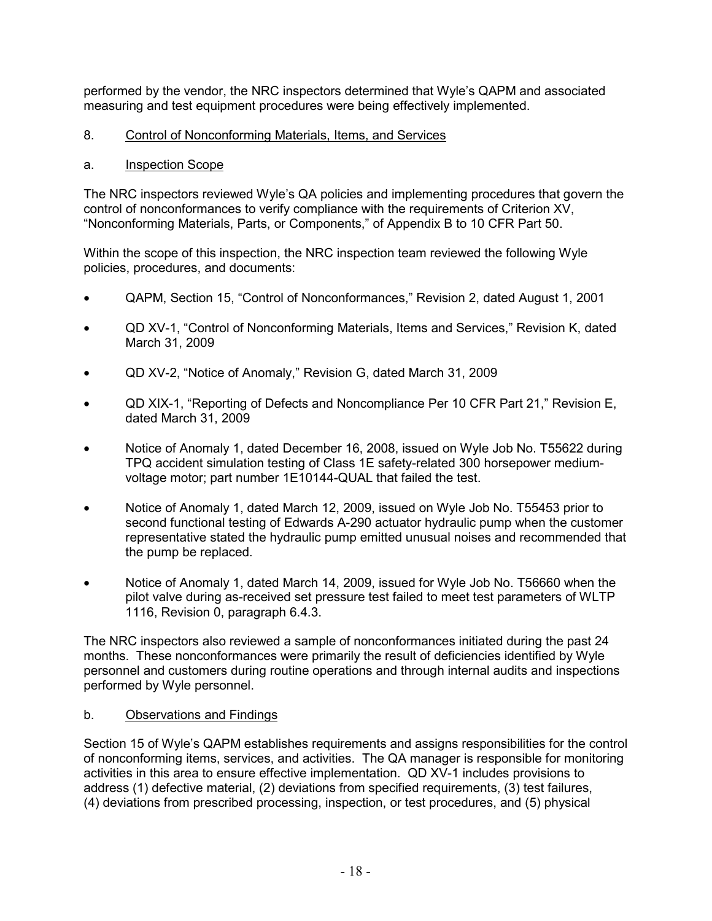performed by the vendor, the NRC inspectors determined that Wyle's QAPM and associated measuring and test equipment procedures were being effectively implemented.

8. Control of Nonconforming Materials, Items, and Services

a. Inspection Scope

The NRC inspectors reviewed Wyle's QA policies and implementing procedures that govern the control of nonconformances to verify compliance with the requirements of Criterion XV, "Nonconforming Materials, Parts, or Components," of Appendix B to 10 CFR Part 50.

Within the scope of this inspection, the NRC inspection team reviewed the following Wyle policies, procedures, and documents:

- QAPM, Section 15, "Control of Nonconformances," Revision 2, dated August 1, 2001
- QD XV-1, "Control of Nonconforming Materials, Items and Services," Revision K, dated March 31, 2009
- QD XV-2, "Notice of Anomaly," Revision G, dated March 31, 2009
- QD XIX-1, "Reporting of Defects and Noncompliance Per 10 CFR Part 21," Revision E, dated March 31, 2009
- Notice of Anomaly 1, dated December 16, 2008, issued on Wyle Job No. T55622 during TPQ accident simulation testing of Class 1E safety-related 300 horsepower medium-voltage motor; part number 1E10144-QUAL that failed the test.
- Notice of Anomaly 1, dated March 12, 2009, issued on Wyle Job No. T55453 prior to second functional testing of Edwards A-290 actuator hydraulic pump when the customer representative stated the hydraulic pump emitted unusual noises and recommended that the pump be replaced.
- Notice of Anomaly 1, dated March 14, 2009, issued for Wyle Job No. T56660 when the pilot valve during as-received set pressure test failed to meet test parameters of WLTP 1116, Revision 0, paragraph 6.4.3.

The NRC inspectors also reviewed a sample of nonconformances initiated during the past 24 months. These nonconformances were primarily the result of deficiencies identified by Wyle personnel and customers during routine operations and through internal audits and inspections performed by Wyle personnel.

b. Observations and Findings

Section 15 of Wyle's QAPM establishes requirements and assigns responsibilities for the control of nonconforming items, services, and activities. The QA manager is responsible for monitoring activities in this area to ensure effective implementation. QD XV-1 includes provisions to address (1) defective material, (2) deviations from specified requirements, (3) test failures, (4) deviations from prescribed processing, inspection, or test procedures, and (5) physical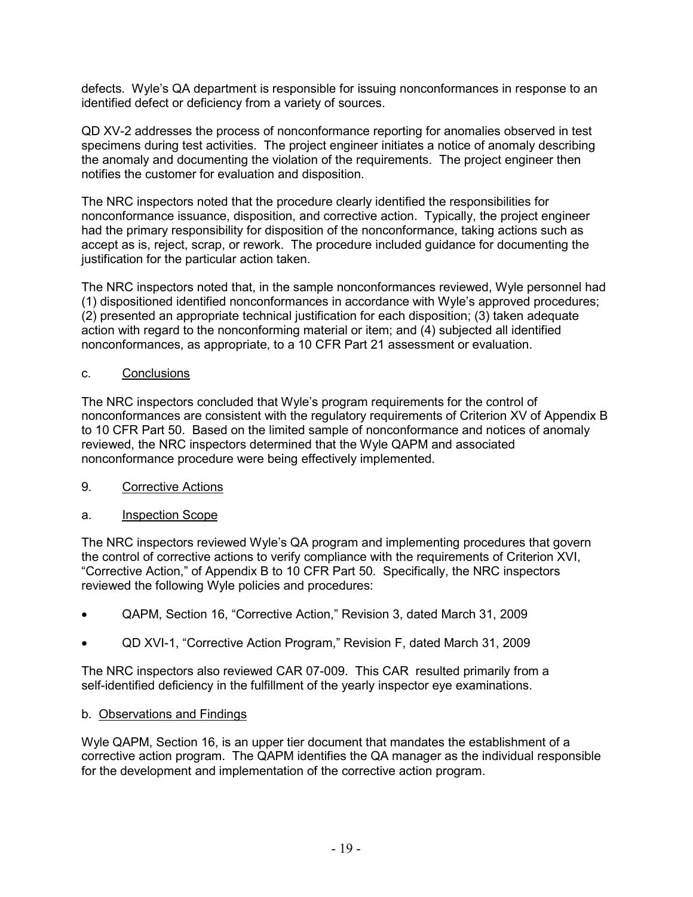defects. Wyle's QA department is responsible for issuing nonconformances in response to an identified defect or deficiency from a variety of sources.

QD XV-2 addresses the process of nonconformance reporting for anomalies observed in test specimens during test activities. The project engineer initiates a notice of anomaly describing the anomaly and documenting the violation of the requirements. The project engineer then notifies the customer for evaluation and disposition.

The NRC inspectors noted that the procedure clearly identified the responsibilities for nonconformance issuance, disposition, and corrective action. Typically, the project engineer had the primary responsibility for disposition of the nonconformance, taking actions such as accept as is, reject, scrap, or rework. The procedure included guidance for documenting the justification for the particular action taken.

The NRC inspectors noted that, in the sample nonconformances reviewed, Wyle personnel had (1) dispositioned identified nonconformances in accordance with Wyle's approved procedures; (2) presented an appropriate technical justification for each disposition; (3) taken adequate action with regard to the nonconforming material or item; and (4) subjected all identified nonconformances, as appropriate, to a 10 CFR Part 21 assessment or evaluation.

c. Conclusions

The NRC inspectors concluded that Wyle's program requirements for the control of nonconformances are consistent with the regulatory requirements of Criterion XV of Appendix B to 10 CFR Part 50. Based on the limited sample of nonconformance and notices of anomaly reviewed, the NRC inspectors determined that the Wyle QAPM and associated nonconformance procedure were being effectively implemented.

## 9. Corrective Actions

a. Inspection Scope

The NRC inspectors reviewed Wyle's QA program and implementing procedures that govern the control of corrective actions to verify compliance with the requirements of Criterion XVI, "Corrective Action," of Appendix B to 10 CFR Part 50. Specifically, the NRC inspectors reviewed the following Wyle policies and procedures:

- QAPM, Section 16, "Corrective Action," Revision 3, dated March 31, 2009
- QD XVI-1, "Corrective Action Program," Revision F, dated March 31, 2009

The NRC inspectors also reviewed CAR 07-009. This CAR resulted primarily from a self-identified deficiency in the fulfillment of the yearly inspector eye examinations.

b. Observations and Findings

Wyle QAPM, Section 16, is an upper tier document that mandates the establishment of a corrective action program. The QAPM identifies the QA manager as the individual responsible for the development and implementation of the corrective action program.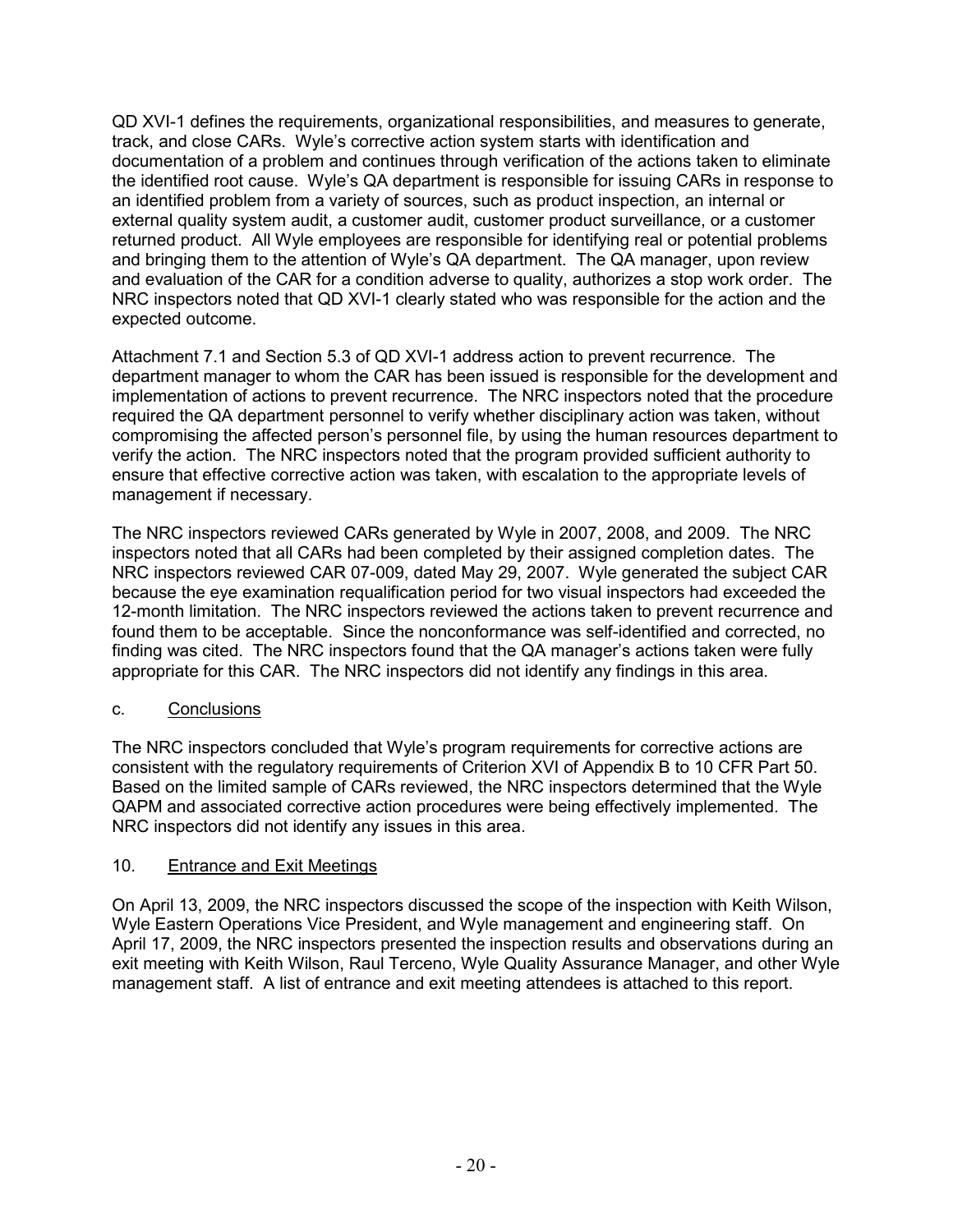QD XVI-1 defines the requirements, organizational responsibilities, and measures to generate, track, and close CARs. Wyle's corrective action system starts with identification and documentation of a problem and continues through verification of the actions taken to eliminate the identified root cause. Wyle's QA department is responsible for issuing CARs in response to an identified problem from a variety of sources, such as product inspection, an internal or external quality system audit, a customer audit, customer product surveillance, or a customer returned product. All Wyle employees are responsible for identifying real or potential problems and bringing them to the attention of Wyle's QA department. The QA manager, upon review and evaluation of the CAR for a condition adverse to quality, authorizes a stop work order. The NRC inspectors noted that QD XVI-1 clearly stated who was responsible for the action and the expected outcome.

Attachment 7.1 and Section 5.3 of QD XVI-1 address action to prevent recurrence. The department manager to whom the CAR has been issued is responsible for the development and implementation of actions to prevent recurrence. The NRC inspectors noted that the procedure required the QA department personnel to verify whether disciplinary action was taken, without compromising the affected person's personnel file, by using the human resources department to verify the action. The NRC inspectors noted that the program provided sufficient authority to ensure that effective corrective action was taken, with escalation to the appropriate levels of management if necessary.

The NRC inspectors reviewed CARs generated by Wyle in 2007, 2008, and 2009. The NRC inspectors noted that all CARs had been completed by their assigned completion dates. The NRC inspectors reviewed CAR 07-009, dated May 29, 2007. Wyle generated the subject CAR because the eye examination requalification period for two visual inspectors had exceeded the 12-month limitation. The NRC inspectors reviewed the actions taken to prevent recurrence and found them to be acceptable. Since the nonconformance was self-identified and corrected, no finding was cited. The NRC inspectors found that the QA manager's actions taken were fully appropriate for this CAR. The NRC inspectors did not identify any findings in this area.

c. Conclusions

The NRC inspectors concluded that Wyle's program requirements for corrective actions are consistent with the regulatory requirements of Criterion XVI of Appendix B to 10 CFR Part 50. Based on the limited sample of CARs reviewed, the NRC inspectors determined that the Wyle QAPM and associated corrective action procedures were being effectively implemented. The NRC inspectors did not identify any issues in this area.

## 10. Entrance and Exit Meetings

On April 13, 2009, the NRC inspectors discussed the scope of the inspection with Keith Wilson, Wyle Eastern Operations Vice President, and Wyle management and engineering staff. On April 17, 2009, the NRC inspectors presented the inspection results and observations during an exit meeting with Keith Wilson, Raul Terceno, Wyle Quality Assurance Manager, and other Wyle management staff. A list of entrance and exit meeting attendees is attached to this report.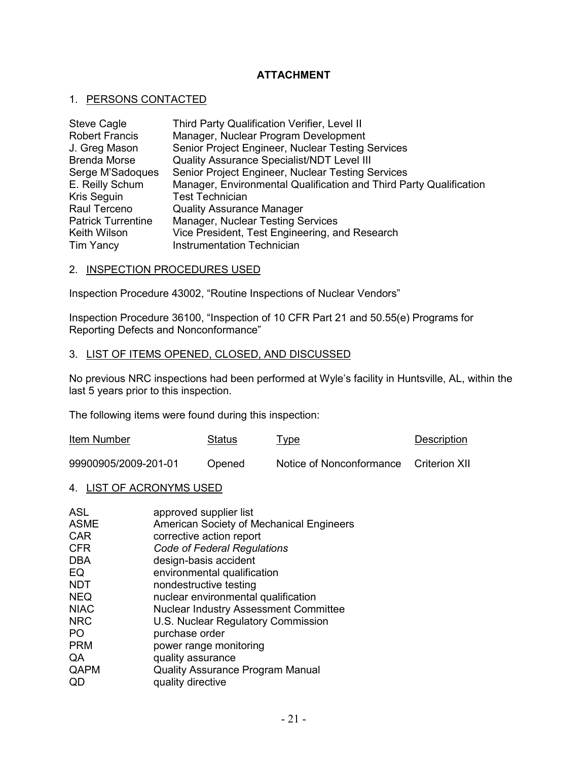## ATTACHMENT

### 1. PERSONS CONTACTED

| | |
|---|---|
| Steve Cagle | Third Party Qualification Verifier, Level II |
| Robert Francis | Manager, Nuclear Program Development |
| J. Greg Mason | Senior Project Engineer, Nuclear Testing Services |
| Brenda Morse | Quality Assurance Specialist/NDT Level III |
| Serge M'Sadoques | Senior Project Engineer, Nuclear Testing Services |
| E. Reilly Schum | Manager, Environmental Qualification and Third Party Qualification |
| Kris Seguin | Test Technician |
| Raul Terceno | Quality Assurance Manager |
| Patrick Turrentine | Manager, Nuclear Testing Services |
| Keith Wilson | Vice President, Test Engineering, and Research |
| Tim Yancy | Instrumentation Technician |

### 2. INSPECTION PROCEDURES USED

Inspection Procedure 43002, "Routine Inspections of Nuclear Vendors"

Inspection Procedure 36100, "Inspection of 10 CFR Part 21 and 50.55(e) Programs for Reporting Defects and Nonconformance"

### 3. LIST OF ITEMS OPENED, CLOSED, AND DISCUSSED

No previous NRC inspections had been performed at Wyle's facility in Huntsville, AL, within the last 5 years prior to this inspection.

The following items were found during this inspection:

| Item Number | Status | Type | Description |
|---|---|---|---|
| 99900905/2009-201-01 | Opened | Notice of Nonconformance | Criterion XII |

### 4. LIST OF ACRONYMS USED

| | |
|---|---|
| ASL | approved supplier list |
| ASME | American Society of Mechanical Engineers |
| CAR | corrective action report |
| CFR | *Code of Federal Regulations* |
| DBA | design-basis accident |
| EQ | environmental qualification |
| NDT | nondestructive testing |
| NEQ | nuclear environmental qualification |
| NIAC | Nuclear Industry Assessment Committee |
| NRC | U.S. Nuclear Regulatory Commission |
| PO | purchase order |
| PRM | power range monitoring |
| QA | quality assurance |
| QAPM | Quality Assurance Program Manual |
| QD | quality directive |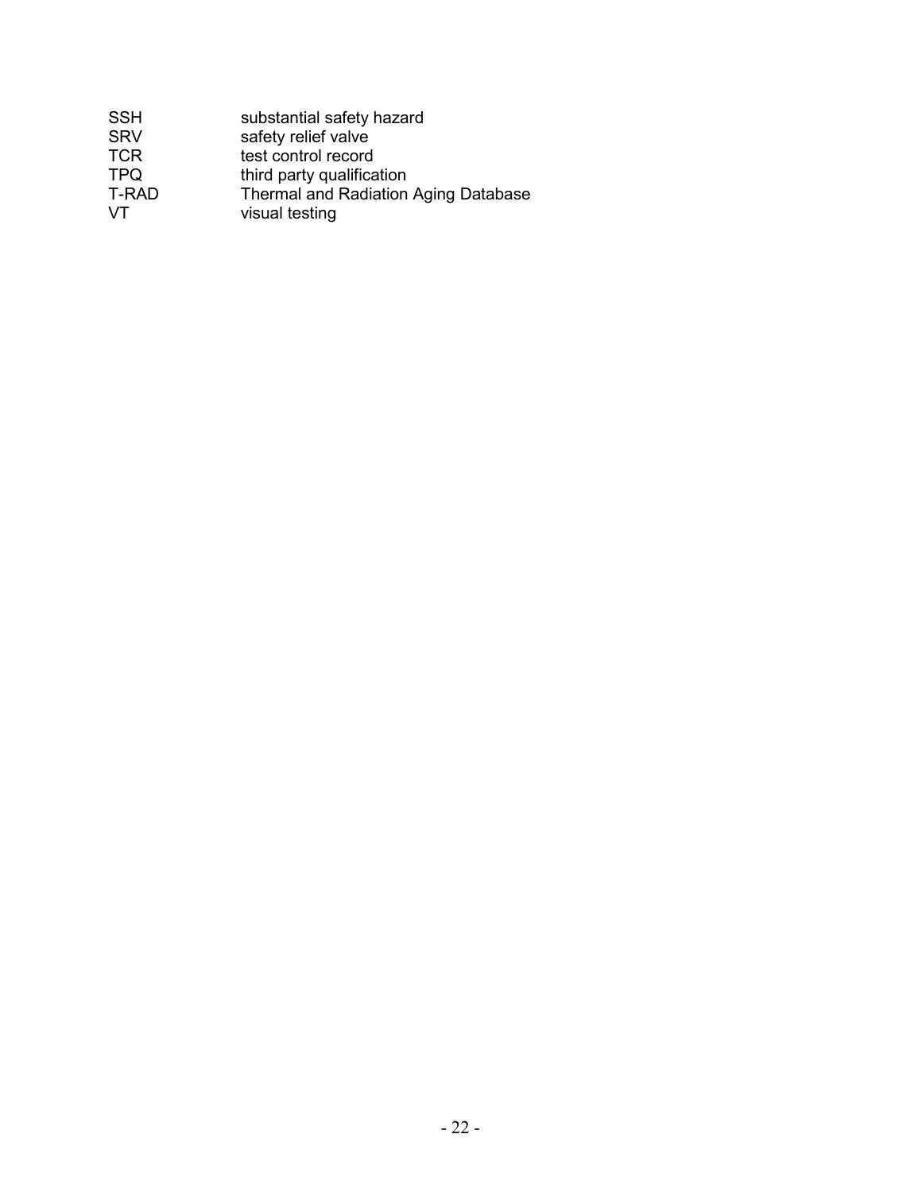| | |
|---|---|
| SSH | substantial safety hazard |
| SRV | safety relief valve |
| TCR | test control record |
| TPQ | third party qualification |
| T-RAD | Thermal and Radiation Aging Database |
| VT | visual testing |